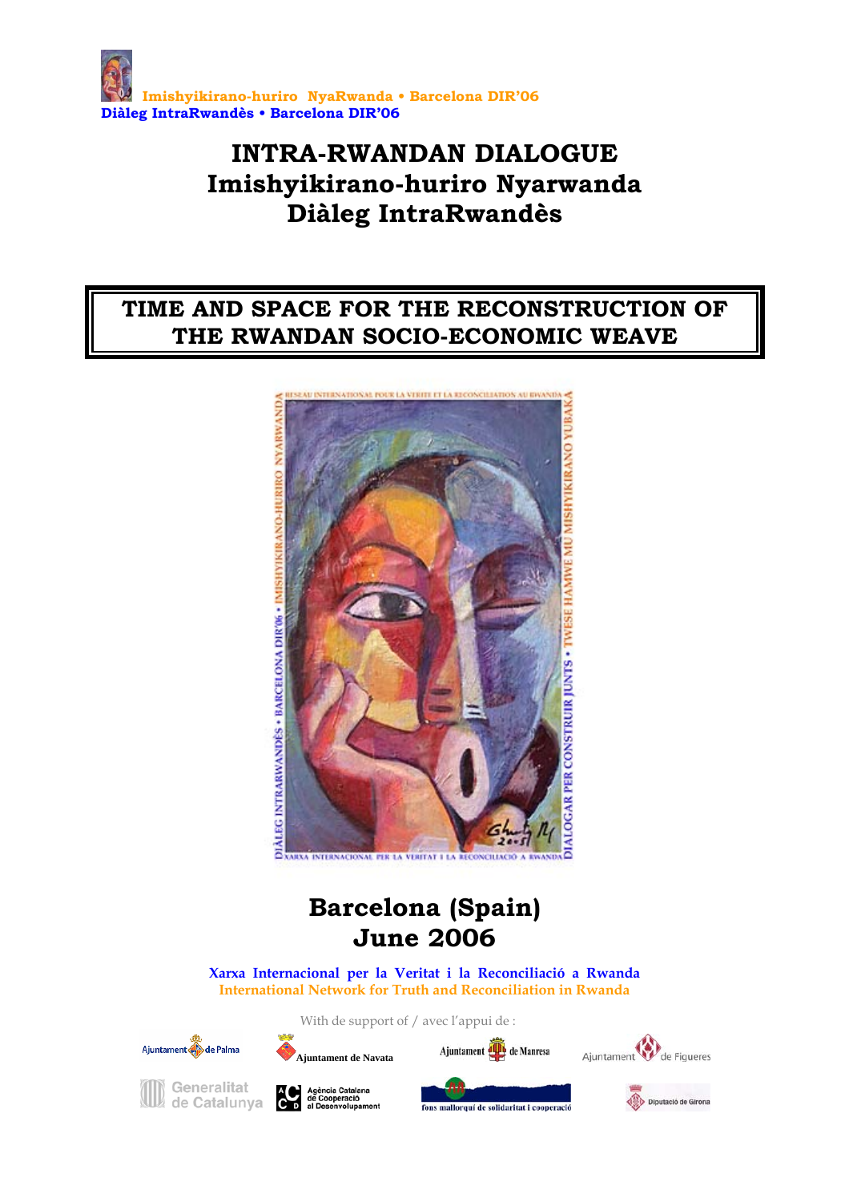Imishyikirano-huriro NyaRwanda • Barcelona DIR'06
Diàleg IntraRwandès • Barcelona DIR'06

# INTRA-RWANDAN DIALOGUE
# Imishyikirano-huriro Nyarwanda
# Diàleg IntraRwandès

## TIME AND SPACE FOR THE RECONSTRUCTION OF THE RWANDAN SOCIO-ECONOMIC WEAVE

## Barcelona (Spain)
## June 2006

Xarxa Internacional per la Veritat i la Reconciliació a Rwanda
International Network for Truth and Reconciliation in Rwanda

With de support of / avec l'appui de :

Ajuntament de Palma
Ajuntament de Navata
Ajuntament de Manresa
Ajuntament de Figueres
Generalitat de Catalunya
Agència Catalana de Cooperació al Desenvolupament
fons mallorquí de solidaritat i cooperació
Diputació de Girona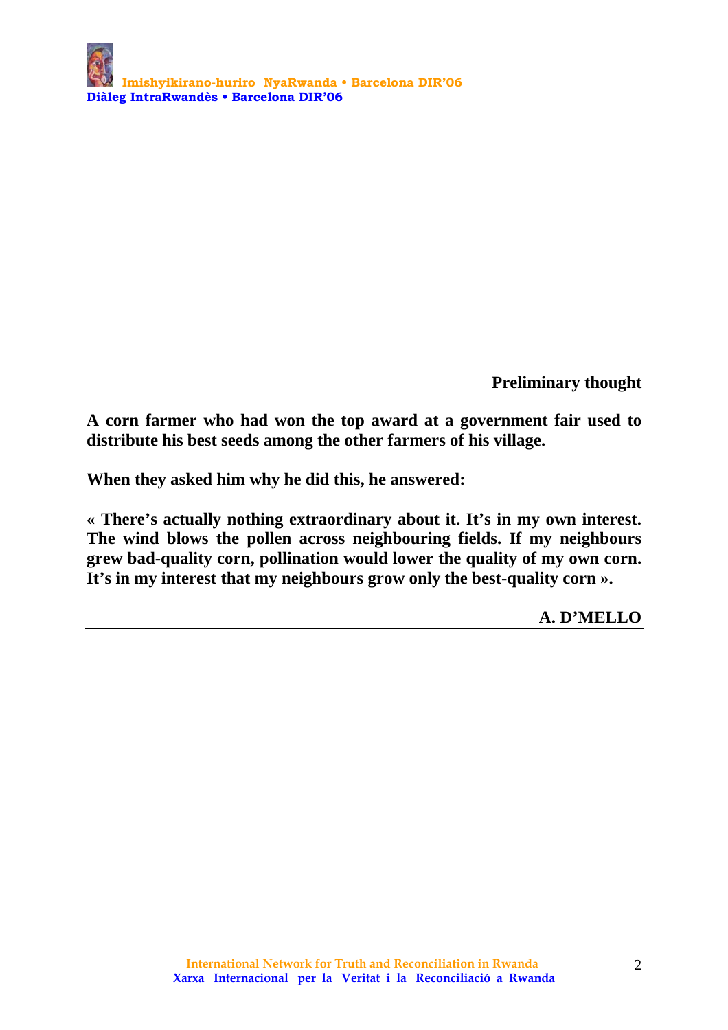**Preliminary thought**

**A corn farmer who had won the top award at a government fair used to distribute his best seeds among the other farmers of his village.**

**When they asked him why he did this, he answered:**

**« There's actually nothing extraordinary about it. It's in my own interest. The wind blows the pollen across neighbouring fields. If my neighbours grew bad-quality corn, pollination would lower the quality of my own corn. It's in my interest that my neighbours grow only the best-quality corn ».**

**A. D'MELLO**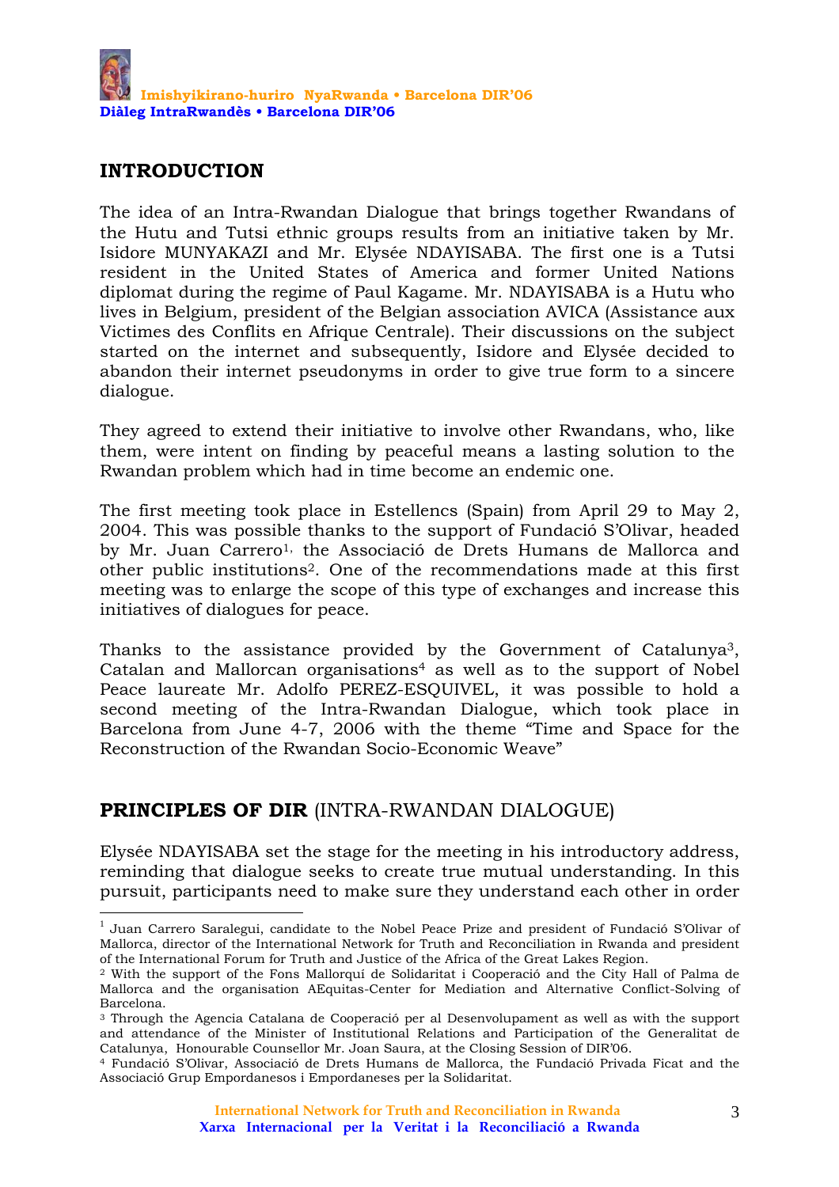## INTRODUCTION

The idea of an Intra-Rwandan Dialogue that brings together Rwandans of the Hutu and Tutsi ethnic groups results from an initiative taken by Mr. Isidore MUNYAKAZI and Mr. Elysée NDAYISABA. The first one is a Tutsi resident in the United States of America and former United Nations diplomat during the regime of Paul Kagame. Mr. NDAYISABA is a Hutu who lives in Belgium, president of the Belgian association AVICA (Assistance aux Victimes des Conflits en Afrique Centrale). Their discussions on the subject started on the internet and subsequently, Isidore and Elysée decided to abandon their internet pseudonyms in order to give true form to a sincere dialogue.

They agreed to extend their initiative to involve other Rwandans, who, like them, were intent on finding by peaceful means a lasting solution to the Rwandan problem which had in time become an endemic one.

The first meeting took place in Estellencs (Spain) from April 29 to May 2, 2004. This was possible thanks to the support of Fundació S'Olivar, headed by Mr. Juan Carrero[1], the Associació de Drets Humans de Mallorca and other public institutions[2]. One of the recommendations made at this first meeting was to enlarge the scope of this type of exchanges and increase this initiatives of dialogues for peace.

Thanks to the assistance provided by the Government of Catalunya[3], Catalan and Mallorcan organisations[4] as well as to the support of Nobel Peace laureate Mr. Adolfo PEREZ-ESQUIVEL, it was possible to hold a second meeting of the Intra-Rwandan Dialogue, which took place in Barcelona from June 4-7, 2006 with the theme "Time and Space for the Reconstruction of the Rwandan Socio-Economic Weave"

## PRINCIPLES OF DIR (INTRA-RWANDAN DIALOGUE)

Elysée NDAYISABA set the stage for the meeting in his introductory address, reminding that dialogue seeks to create true mutual understanding. In this pursuit, participants need to make sure they understand each other in order

---

[1] Juan Carrero Saralegui, candidate to the Nobel Peace Prize and president of Fundació S'Olivar of Mallorca, director of the International Network for Truth and Reconciliation in Rwanda and president of the International Forum for Truth and Justice of the Africa of the Great Lakes Region.

[2] With the support of the Fons Mallorquí de Solidaritat i Cooperació and the City Hall of Palma de Mallorca and the organisation AEquitas-Center for Mediation and Alternative Conflict-Solving of Barcelona.

[3] Through the Agencia Catalana de Cooperació per al Desenvolupament as well as with the support and attendance of the Minister of Institutional Relations and Participation of the Generalitat de Catalunya, Honourable Counsellor Mr. Joan Saura, at the Closing Session of DIR'06.

[4] Fundació S'Olivar, Associació de Drets Humans de Mallorca, the Fundació Privada Ficat and the Associació Grup Empordanesos i Empordaneses per la Solidaritat.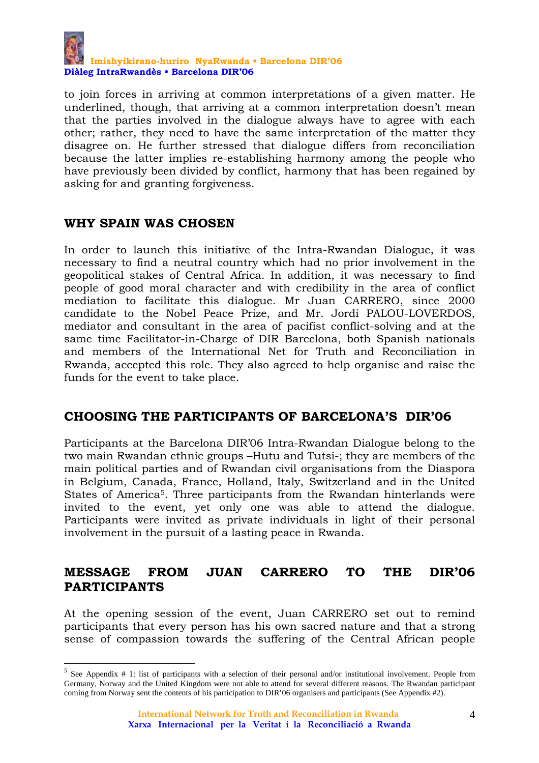to join forces in arriving at common interpretations of a given matter. He underlined, though, that arriving at a common interpretation doesn't mean that the parties involved in the dialogue always have to agree with each other; rather, they need to have the same interpretation of the matter they disagree on. He further stressed that dialogue differs from reconciliation because the latter implies re-establishing harmony among the people who have previously been divided by conflict, harmony that has been regained by asking for and granting forgiveness.

## WHY SPAIN WAS CHOSEN

In order to launch this initiative of the Intra-Rwandan Dialogue, it was necessary to find a neutral country which had no prior involvement in the geopolitical stakes of Central Africa. In addition, it was necessary to find people of good moral character and with credibility in the area of conflict mediation to facilitate this dialogue. Mr Juan CARRERO, since 2000 candidate to the Nobel Peace Prize, and Mr. Jordi PALOU-LOVERDOS, mediator and consultant in the area of pacifist conflict-solving and at the same time Facilitator-in-Charge of DIR Barcelona, both Spanish nationals and members of the International Net for Truth and Reconciliation in Rwanda, accepted this role. They also agreed to help organise and raise the funds for the event to take place.

## CHOOSING THE PARTICIPANTS OF BARCELONA'S DIR'06

Participants at the Barcelona DIR'06 Intra-Rwandan Dialogue belong to the two main Rwandan ethnic groups –Hutu and Tutsi-; they are members of the main political parties and of Rwandan civil organisations from the Diaspora in Belgium, Canada, France, Holland, Italy, Switzerland and in the United States of America[5]. Three participants from the Rwandan hinterlands were invited to the event, yet only one was able to attend the dialogue. Participants were invited as private individuals in light of their personal involvement in the pursuit of a lasting peace in Rwanda.

## MESSAGE FROM JUAN CARRERO TO THE DIR'06 PARTICIPANTS

At the opening session of the event, Juan CARRERO set out to remind participants that every person has his own sacred nature and that a strong sense of compassion towards the suffering of the Central African people

---

[5] See Appendix # 1: list of participants with a selection of their personal and/or institutional involvement. People from Germany, Norway and the United Kingdom were not able to attend for several different reasons. The Rwandan participant coming from Norway sent the contents of his participation to DIR'06 organisers and participants (See Appendix #2).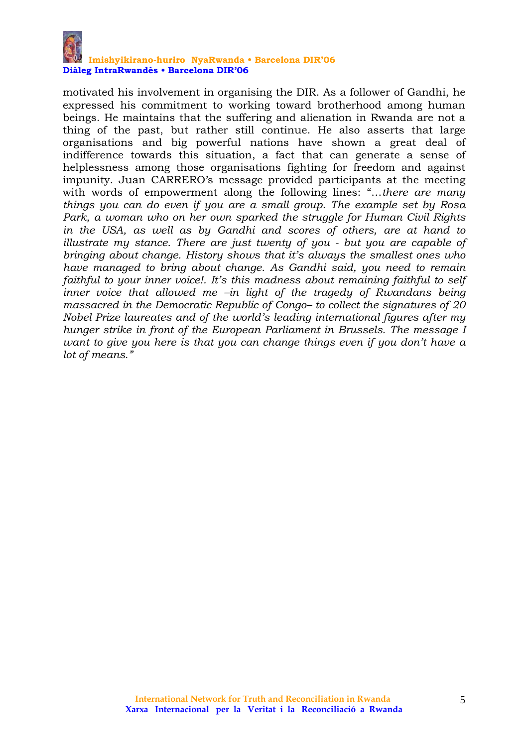motivated his involvement in organising the DIR. As a follower of Gandhi, he expressed his commitment to working toward brotherhood among human beings. He maintains that the suffering and alienation in Rwanda are not a thing of the past, but rather still continue. He also asserts that large organisations and big powerful nations have shown a great deal of indifference towards this situation, a fact that can generate a sense of helplessness among those organisations fighting for freedom and against impunity. Juan CARRERO's message provided participants at the meeting with words of empowerment along the following lines: "…*there are many things you can do even if you are a small group. The example set by Rosa Park, a woman who on her own sparked the struggle for Human Civil Rights in the USA, as well as by Gandhi and scores of others, are at hand to illustrate my stance. There are just twenty of you - but you are capable of bringing about change. History shows that it's always the smallest ones who have managed to bring about change. As Gandhi said, you need to remain faithful to your inner voice!. It's this madness about remaining faithful to self inner voice that allowed me –in light of the tragedy of Rwandans being massacred in the Democratic Republic of Congo– to collect the signatures of 20 Nobel Prize laureates and of the world's leading international figures after my hunger strike in front of the European Parliament in Brussels. The message I want to give you here is that you can change things even if you don't have a lot of means."*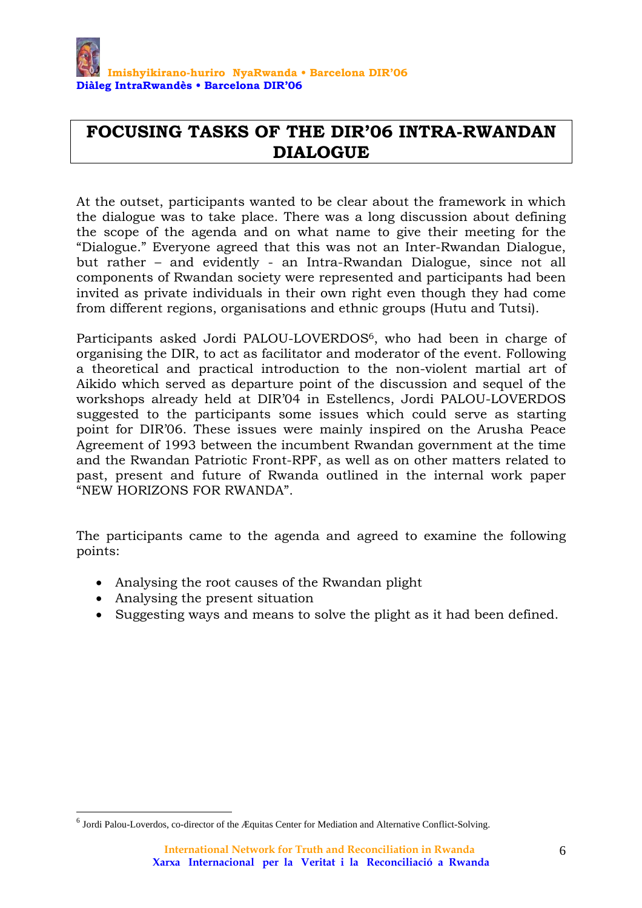# FOCUSING TASKS OF THE DIR'06 INTRA-RWANDAN DIALOGUE

At the outset, participants wanted to be clear about the framework in which the dialogue was to take place. There was a long discussion about defining the scope of the agenda and on what name to give their meeting for the "Dialogue." Everyone agreed that this was not an Inter-Rwandan Dialogue, but rather – and evidently - an Intra-Rwandan Dialogue, since not all components of Rwandan society were represented and participants had been invited as private individuals in their own right even though they had come from different regions, organisations and ethnic groups (Hutu and Tutsi).

Participants asked Jordi PALOU-LOVERDOS[6], who had been in charge of organising the DIR, to act as facilitator and moderator of the event. Following a theoretical and practical introduction to the non-violent martial art of Aikido which served as departure point of the discussion and sequel of the workshops already held at DIR'04 in Estellencs, Jordi PALOU-LOVERDOS suggested to the participants some issues which could serve as starting point for DIR'06. These issues were mainly inspired on the Arusha Peace Agreement of 1993 between the incumbent Rwandan government at the time and the Rwandan Patriotic Front-RPF, as well as on other matters related to past, present and future of Rwanda outlined in the internal work paper "NEW HORIZONS FOR RWANDA".

The participants came to the agenda and agreed to examine the following points:

- Analysing the root causes of the Rwandan plight
- Analysing the present situation
- Suggesting ways and means to solve the plight as it had been defined.

[6] Jordi Palou-Loverdos, co-director of the Æquitas Center for Mediation and Alternative Conflict-Solving.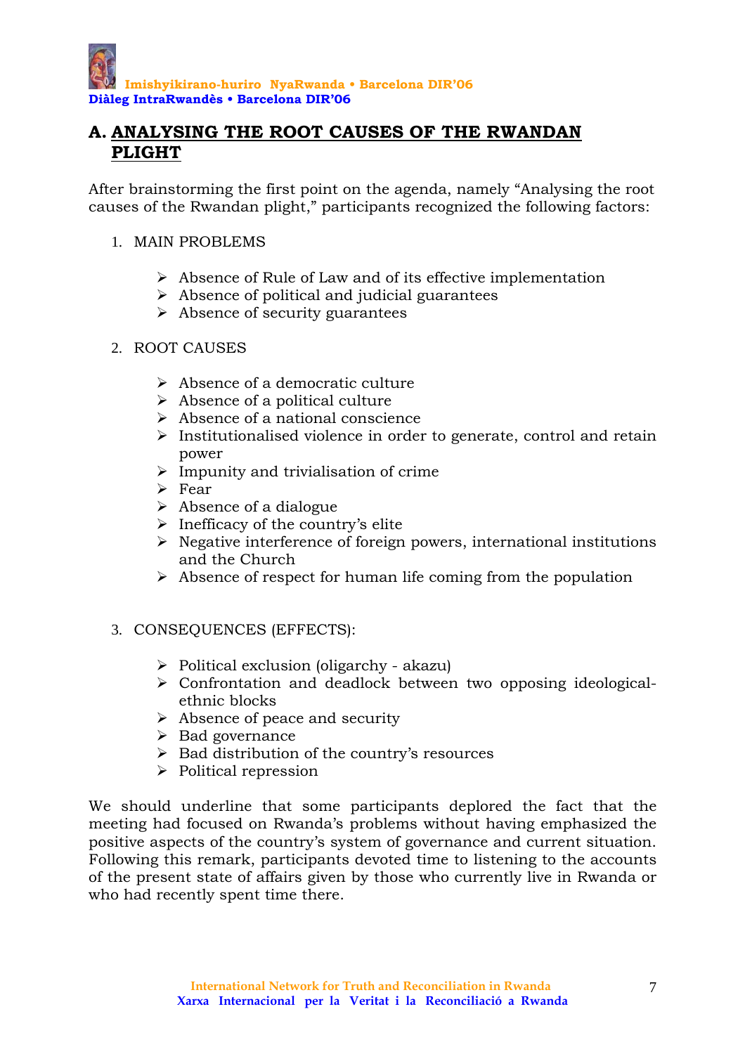## A. ANALYSING THE ROOT CAUSES OF THE RWANDAN PLIGHT

After brainstorming the first point on the agenda, namely "Analysing the root causes of the Rwandan plight," participants recognized the following factors:

1. MAIN PROBLEMS

   - Absence of Rule of Law and of its effective implementation
   - Absence of political and judicial guarantees
   - Absence of security guarantees

2. ROOT CAUSES

   - Absence of a democratic culture
   - Absence of a political culture
   - Absence of a national conscience
   - Institutionalised violence in order to generate, control and retain power
   - Impunity and trivialisation of crime
   - Fear
   - Absence of a dialogue
   - Inefficacy of the country's elite
   - Negative interference of foreign powers, international institutions and the Church
   - Absence of respect for human life coming from the population

3. CONSEQUENCES (EFFECTS):

   - Political exclusion (oligarchy - akazu)
   - Confrontation and deadlock between two opposing ideological-ethnic blocks
   - Absence of peace and security
   - Bad governance
   - Bad distribution of the country's resources
   - Political repression

We should underline that some participants deplored the fact that the meeting had focused on Rwanda's problems without having emphasized the positive aspects of the country's system of governance and current situation. Following this remark, participants devoted time to listening to the accounts of the present state of affairs given by those who currently live in Rwanda or who had recently spent time there.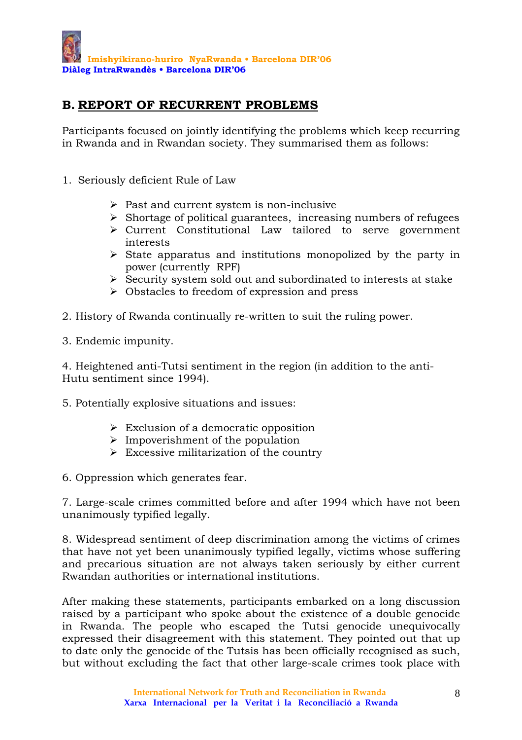## B. REPORT OF RECURRENT PROBLEMS

Participants focused on jointly identifying the problems which keep recurring in Rwanda and in Rwandan society. They summarised them as follows:

1. Seriously deficient Rule of Law

   - Past and current system is non-inclusive
   - Shortage of political guarantees, increasing numbers of refugees
   - Current Constitutional Law tailored to serve government interests
   - State apparatus and institutions monopolized by the party in power (currently RPF)
   - Security system sold out and subordinated to interests at stake
   - Obstacles to freedom of expression and press

2. History of Rwanda continually re-written to suit the ruling power.

3. Endemic impunity.

4. Heightened anti-Tutsi sentiment in the region (in addition to the anti-Hutu sentiment since 1994).

5. Potentially explosive situations and issues:

   - Exclusion of a democratic opposition
   - Impoverishment of the population
   - Excessive militarization of the country

6. Oppression which generates fear.

7. Large-scale crimes committed before and after 1994 which have not been unanimously typified legally.

8. Widespread sentiment of deep discrimination among the victims of crimes that have not yet been unanimously typified legally, victims whose suffering and precarious situation are not always taken seriously by either current Rwandan authorities or international institutions.

After making these statements, participants embarked on a long discussion raised by a participant who spoke about the existence of a double genocide in Rwanda. The people who escaped the Tutsi genocide unequivocally expressed their disagreement with this statement. They pointed out that up to date only the genocide of the Tutsis has been officially recognised as such, but without excluding the fact that other large-scale crimes took place with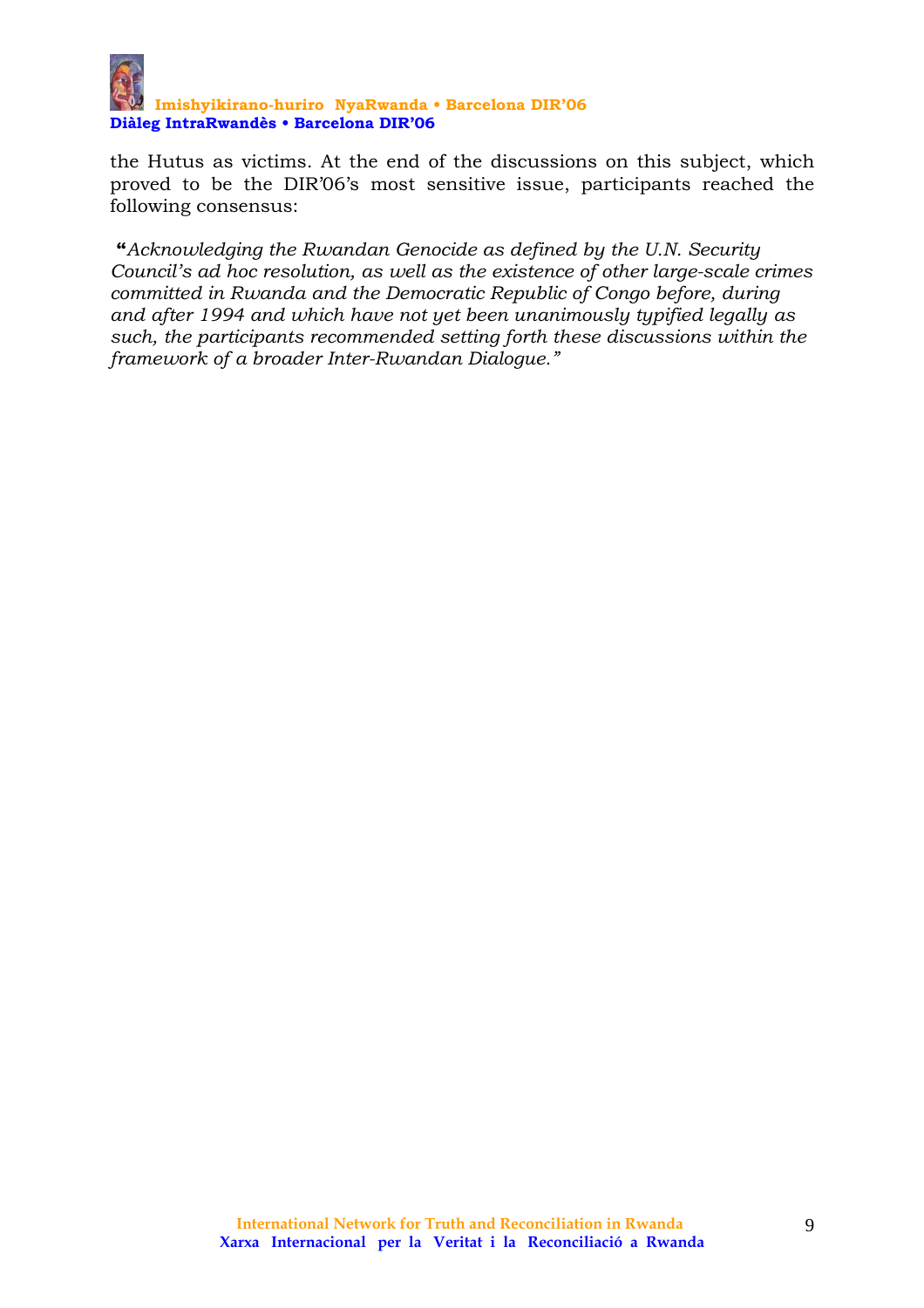the Hutus as victims. At the end of the discussions on this subject, which proved to be the DIR'06's most sensitive issue, participants reached the following consensus:

**"***Acknowledging the Rwandan Genocide as defined by the U.N. Security Council's ad hoc resolution, as well as the existence of other large-scale crimes committed in Rwanda and the Democratic Republic of Congo before, during and after 1994 and which have not yet been unanimously typified legally as such, the participants recommended setting forth these discussions within the framework of a broader Inter-Rwandan Dialogue."*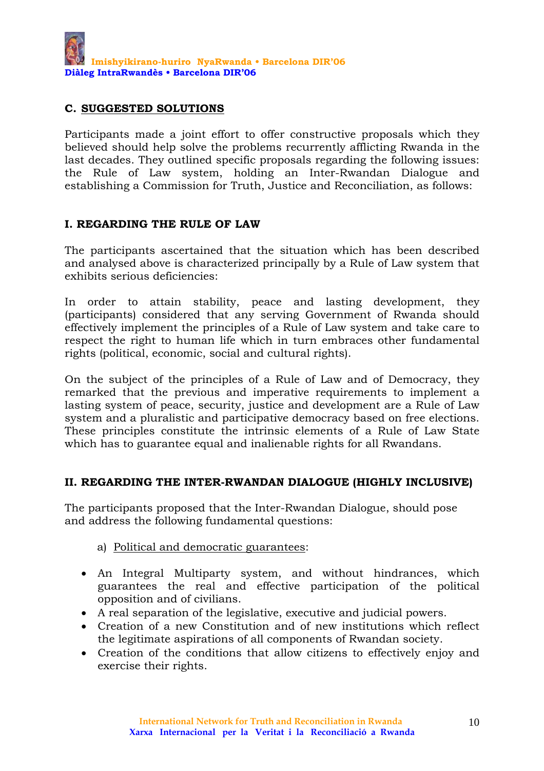## C. SUGGESTED SOLUTIONS

Participants made a joint effort to offer constructive proposals which they believed should help solve the problems recurrently afflicting Rwanda in the last decades. They outlined specific proposals regarding the following issues: the Rule of Law system, holding an Inter-Rwandan Dialogue and establishing a Commission for Truth, Justice and Reconciliation, as follows:

### I. REGARDING THE RULE OF LAW

The participants ascertained that the situation which has been described and analysed above is characterized principally by a Rule of Law system that exhibits serious deficiencies:

In order to attain stability, peace and lasting development, they (participants) considered that any serving Government of Rwanda should effectively implement the principles of a Rule of Law system and take care to respect the right to human life which in turn embraces other fundamental rights (political, economic, social and cultural rights).

On the subject of the principles of a Rule of Law and of Democracy, they remarked that the previous and imperative requirements to implement a lasting system of peace, security, justice and development are a Rule of Law system and a pluralistic and participative democracy based on free elections. These principles constitute the intrinsic elements of a Rule of Law State which has to guarantee equal and inalienable rights for all Rwandans.

### II. REGARDING THE INTER-RWANDAN DIALOGUE (HIGHLY INCLUSIVE)

The participants proposed that the Inter-Rwandan Dialogue, should pose and address the following fundamental questions:

a) Political and democratic guarantees:

- An Integral Multiparty system, and without hindrances, which guarantees the real and effective participation of the political opposition and of civilians.
- A real separation of the legislative, executive and judicial powers.
- Creation of a new Constitution and of new institutions which reflect the legitimate aspirations of all components of Rwandan society.
- Creation of the conditions that allow citizens to effectively enjoy and exercise their rights.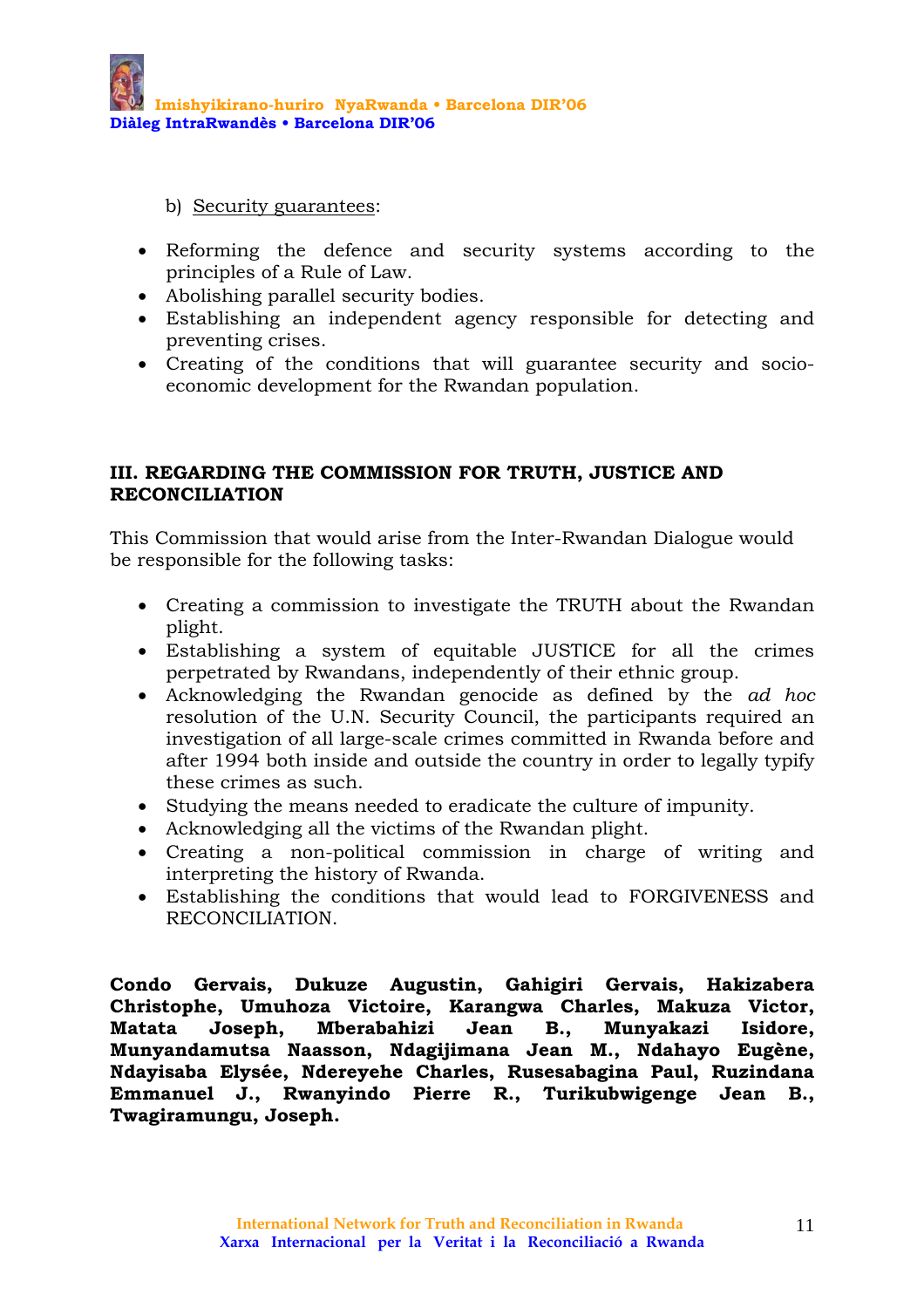b) <u>Security guarantees</u>:

- Reforming the defence and security systems according to the principles of a Rule of Law.
- Abolishing parallel security bodies.
- Establishing an independent agency responsible for detecting and preventing crises.
- Creating of the conditions that will guarantee security and socio-economic development for the Rwandan population.

### III. REGARDING THE COMMISSION FOR TRUTH, JUSTICE AND RECONCILIATION

This Commission that would arise from the Inter-Rwandan Dialogue would be responsible for the following tasks:

- Creating a commission to investigate the TRUTH about the Rwandan plight.
- Establishing a system of equitable JUSTICE for all the crimes perpetrated by Rwandans, independently of their ethnic group.
- Acknowledging the Rwandan genocide as defined by the *ad hoc* resolution of the U.N. Security Council, the participants required an investigation of all large-scale crimes committed in Rwanda before and after 1994 both inside and outside the country in order to legally typify these crimes as such.
- Studying the means needed to eradicate the culture of impunity.
- Acknowledging all the victims of the Rwandan plight.
- Creating a non-political commission in charge of writing and interpreting the history of Rwanda.
- Establishing the conditions that would lead to FORGIVENESS and RECONCILIATION.

**Condo Gervais, Dukuze Augustin, Gahigiri Gervais, Hakizabera Christophe, Umuhoza Victoire, Karangwa Charles, Makuza Victor, Matata Joseph, Mberabahizi Jean B., Munyakazi Isidore, Munyandamutsa Naasson, Ndagijimana Jean M., Ndahayo Eugène, Ndayisaba Elysée, Ndereyehe Charles, Rusesabagina Paul, Ruzindana Emmanuel J., Rwanyindo Pierre R., Turikubwigenge Jean B., Twagiramungu, Joseph.**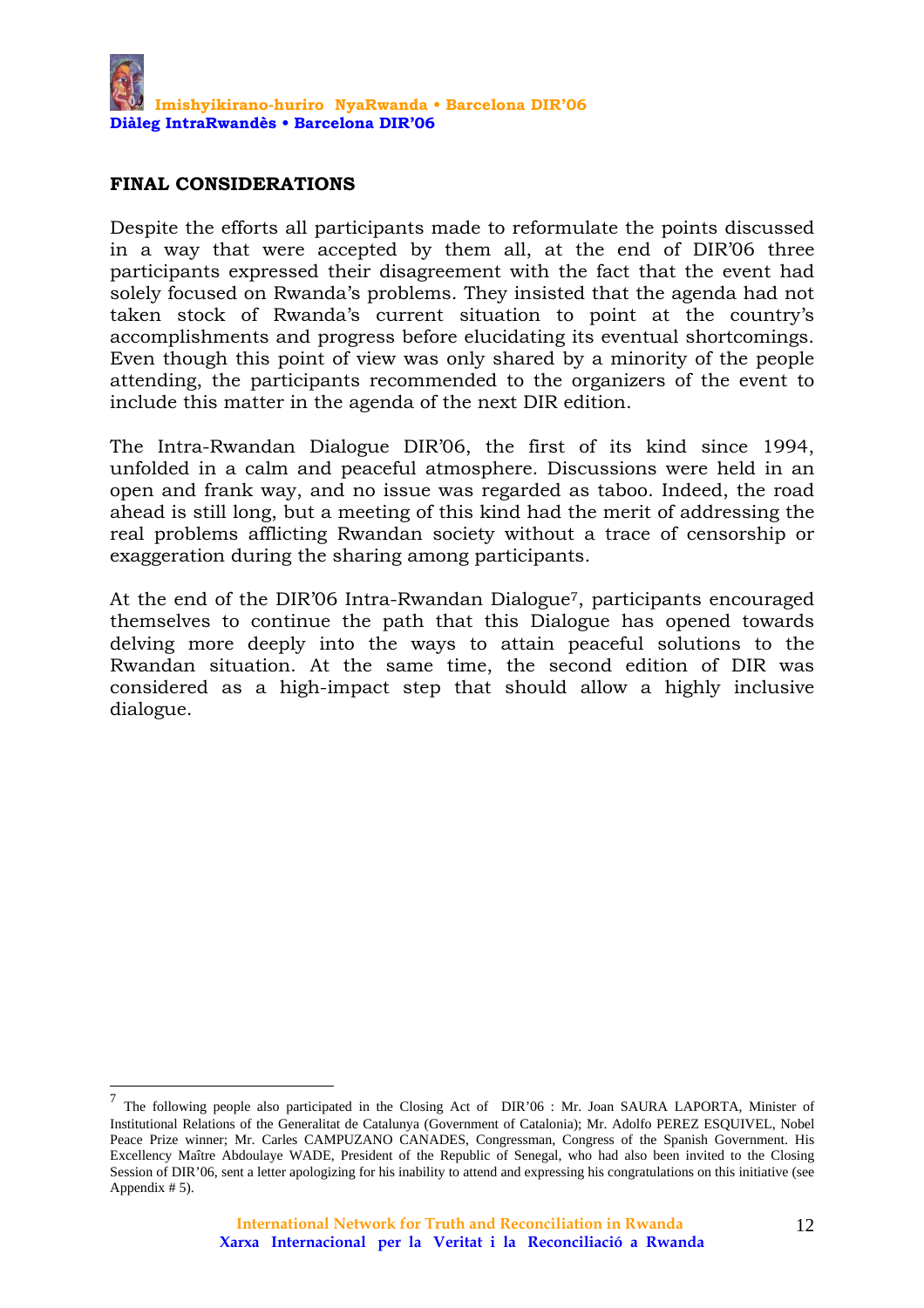## FINAL CONSIDERATIONS

Despite the efforts all participants made to reformulate the points discussed in a way that were accepted by them all, at the end of DIR'06 three participants expressed their disagreement with the fact that the event had solely focused on Rwanda's problems. They insisted that the agenda had not taken stock of Rwanda's current situation to point at the country's accomplishments and progress before elucidating its eventual shortcomings. Even though this point of view was only shared by a minority of the people attending, the participants recommended to the organizers of the event to include this matter in the agenda of the next DIR edition.

The Intra-Rwandan Dialogue DIR'06, the first of its kind since 1994, unfolded in a calm and peaceful atmosphere. Discussions were held in an open and frank way, and no issue was regarded as taboo. Indeed, the road ahead is still long, but a meeting of this kind had the merit of addressing the real problems afflicting Rwandan society without a trace of censorship or exaggeration during the sharing among participants.

At the end of the DIR'06 Intra-Rwandan Dialogue[7], participants encouraged themselves to continue the path that this Dialogue has opened towards delving more deeply into the ways to attain peaceful solutions to the Rwandan situation. At the same time, the second edition of DIR was considered as a high-impact step that should allow a highly inclusive dialogue.

---

[7] The following people also participated in the Closing Act of DIR'06 : Mr. Joan SAURA LAPORTA, Minister of Institutional Relations of the Generalitat de Catalunya (Government of Catalonia); Mr. Adolfo PEREZ ESQUIVEL, Nobel Peace Prize winner; Mr. Carles CAMPUZANO CANADES, Congressman, Congress of the Spanish Government. His Excellency Maître Abdoulaye WADE, President of the Republic of Senegal, who had also been invited to the Closing Session of DIR'06, sent a letter apologizing for his inability to attend and expressing his congratulations on this initiative (see Appendix # 5).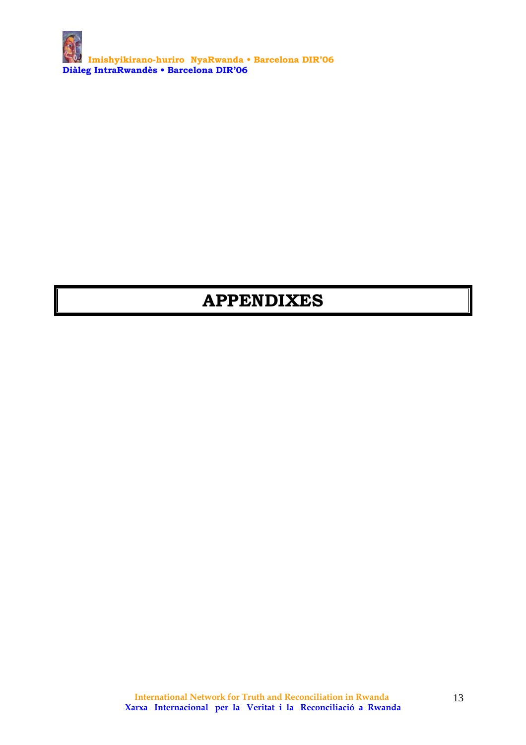# APPENDIXES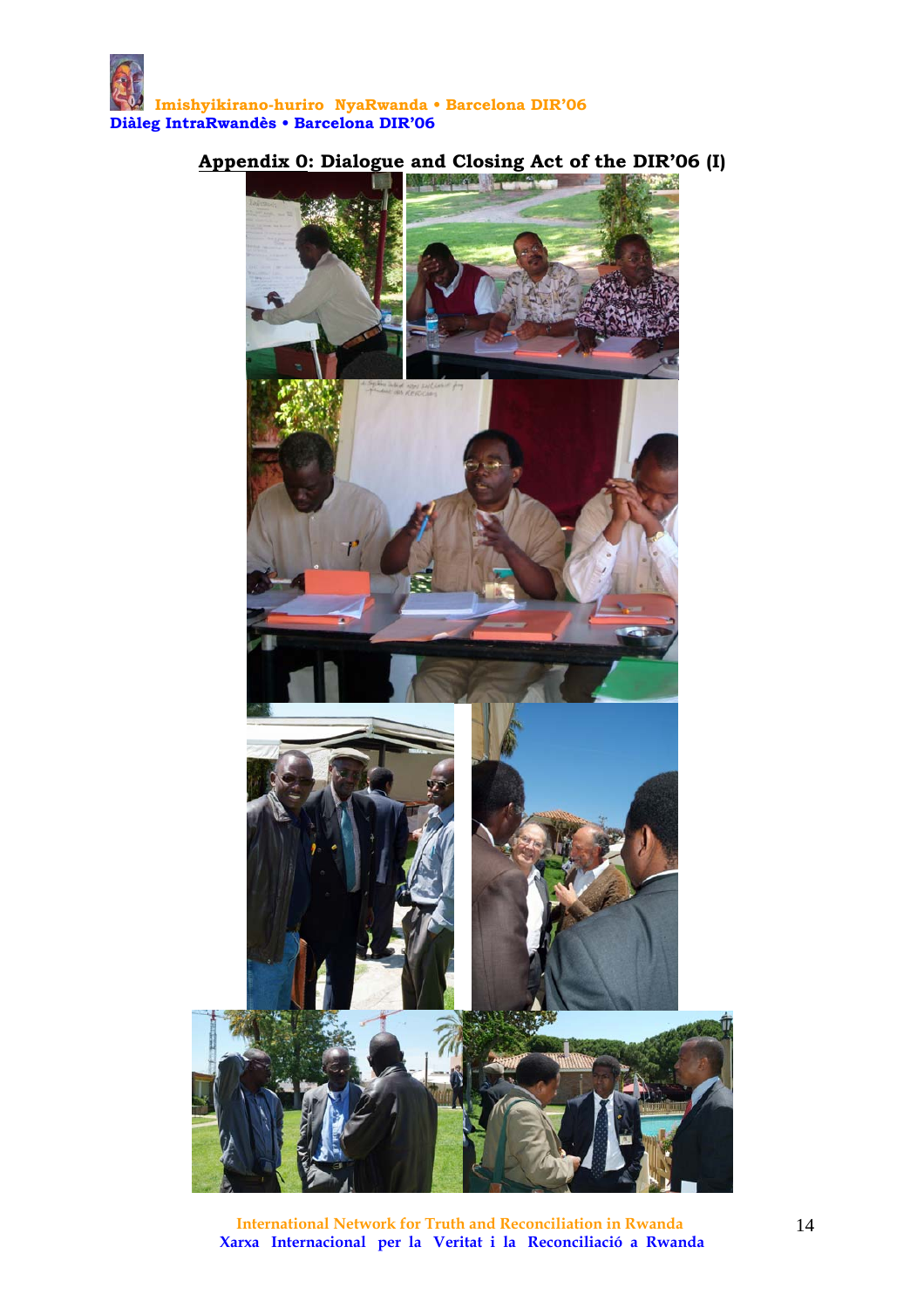## Appendix 0: Dialogue and Closing Act of the DIR'06 (I)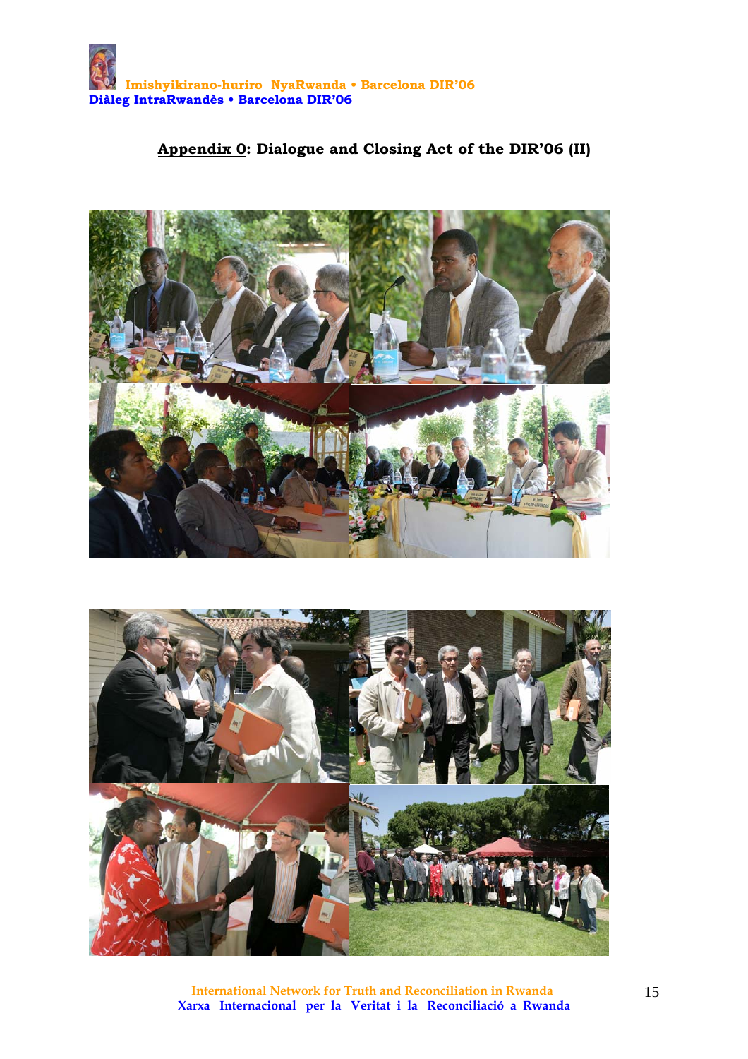## Appendix 0: Dialogue and Closing Act of the DIR'06 (II)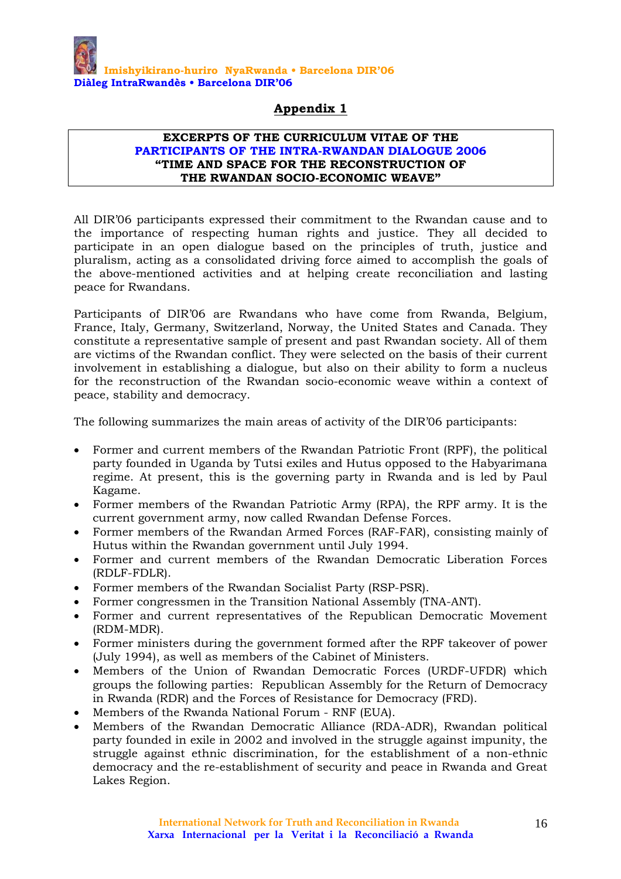## Appendix 1

**EXCERPTS OF THE CURRICULUM VITAE OF THE**
**PARTICIPANTS OF THE INTRA-RWANDAN DIALOGUE 2006**
**"TIME AND SPACE FOR THE RECONSTRUCTION OF**
**THE RWANDAN SOCIO-ECONOMIC WEAVE"**

All DIR'06 participants expressed their commitment to the Rwandan cause and to the importance of respecting human rights and justice. They all decided to participate in an open dialogue based on the principles of truth, justice and pluralism, acting as a consolidated driving force aimed to accomplish the goals of the above-mentioned activities and at helping create reconciliation and lasting peace for Rwandans.

Participants of DIR'06 are Rwandans who have come from Rwanda, Belgium, France, Italy, Germany, Switzerland, Norway, the United States and Canada. They constitute a representative sample of present and past Rwandan society. All of them are victims of the Rwandan conflict. They were selected on the basis of their current involvement in establishing a dialogue, but also on their ability to form a nucleus for the reconstruction of the Rwandan socio-economic weave within a context of peace, stability and democracy.

The following summarizes the main areas of activity of the DIR'06 participants:

- Former and current members of the Rwandan Patriotic Front (RPF), the political party founded in Uganda by Tutsi exiles and Hutus opposed to the Habyarimana regime. At present, this is the governing party in Rwanda and is led by Paul Kagame.
- Former members of the Rwandan Patriotic Army (RPA), the RPF army. It is the current government army, now called Rwandan Defense Forces.
- Former members of the Rwandan Armed Forces (RAF-FAR), consisting mainly of Hutus within the Rwandan government until July 1994.
- Former and current members of the Rwandan Democratic Liberation Forces (RDLF-FDLR).
- Former members of the Rwandan Socialist Party (RSP-PSR).
- Former congressmen in the Transition National Assembly (TNA-ANT).
- Former and current representatives of the Republican Democratic Movement (RDM-MDR).
- Former ministers during the government formed after the RPF takeover of power (July 1994), as well as members of the Cabinet of Ministers.
- Members of the Union of Rwandan Democratic Forces (URDF-UFDR) which groups the following parties: Republican Assembly for the Return of Democracy in Rwanda (RDR) and the Forces of Resistance for Democracy (FRD).
- Members of the Rwanda National Forum - RNF (EUA).
- Members of the Rwandan Democratic Alliance (RDA-ADR), Rwandan political party founded in exile in 2002 and involved in the struggle against impunity, the struggle against ethnic discrimination, for the establishment of a non-ethnic democracy and the re-establishment of security and peace in Rwanda and Great Lakes Region.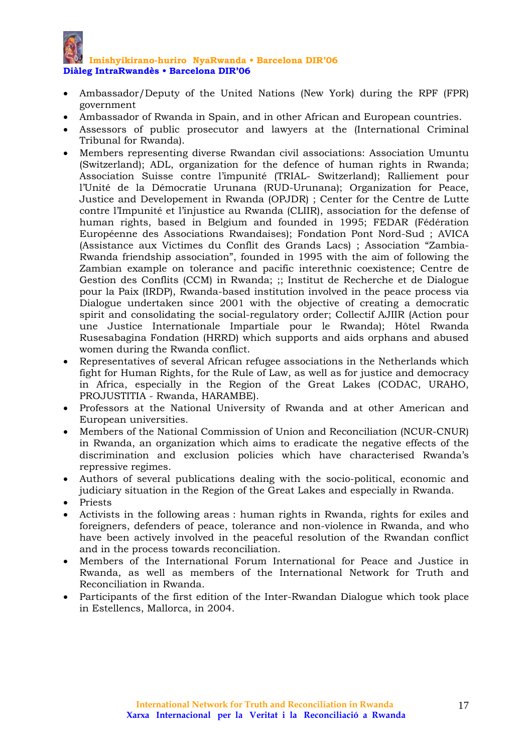- Ambassador/Deputy of the United Nations (New York) during the RPF (FPR) government
- Ambassador of Rwanda in Spain, and in other African and European countries.
- Assessors of public prosecutor and lawyers at the (International Criminal Tribunal for Rwanda).
- Members representing diverse Rwandan civil associations: Association Umuntu (Switzerland); ADL, organization for the defence of human rights in Rwanda; Association Suisse contre l'impunité (TRIAL- Switzerland); Ralliement pour l'Unité de la Démocratie Urunana (RUD-Urunana); Organization for Peace, Justice and Developement in Rwanda (OPJDR) ; Center for the Centre de Lutte contre l'Impunité et l'injustice au Rwanda (CLIIR), association for the defense of human rights, based in Belgium and founded in 1995; FEDAR (Fédération Européenne des Associations Rwandaises); Fondation Pont Nord-Sud ; AVICA (Assistance aux Victimes du Conflit des Grands Lacs) ; Association "Zambia-Rwanda friendship association", founded in 1995 with the aim of following the Zambian example on tolerance and pacific interethnic coexistence; Centre de Gestion des Conflits (CCM) in Rwanda; ;; Institut de Recherche et de Dialogue pour la Paix (IRDP), Rwanda-based institution involved in the peace process via Dialogue undertaken since 2001 with the objective of creating a democratic spirit and consolidating the social-regulatory order; Collectif AJIIR (Action pour une Justice Internationale Impartiale pour le Rwanda); Hôtel Rwanda Rusesabagina Fondation (HRRD) which supports and aids orphans and abused women during the Rwanda conflict.
- Representatives of several African refugee associations in the Netherlands which fight for Human Rights, for the Rule of Law, as well as for justice and democracy in Africa, especially in the Region of the Great Lakes (CODAC, URAHO, PROJUSTITIA - Rwanda, HARAMBE).
- Professors at the National University of Rwanda and at other American and European universities.
- Members of the National Commission of Union and Reconciliation (NCUR-CNUR) in Rwanda, an organization which aims to eradicate the negative effects of the discrimination and exclusion policies which have characterised Rwanda's repressive regimes.
- Authors of several publications dealing with the socio-political, economic and judiciary situation in the Region of the Great Lakes and especially in Rwanda.
- Priests
- Activists in the following areas : human rights in Rwanda, rights for exiles and foreigners, defenders of peace, tolerance and non-violence in Rwanda, and who have been actively involved in the peaceful resolution of the Rwandan conflict and in the process towards reconciliation.
- Members of the International Forum International for Peace and Justice in Rwanda, as well as members of the International Network for Truth and Reconciliation in Rwanda.
- Participants of the first edition of the Inter-Rwandan Dialogue which took place in Estellencs, Mallorca, in 2004.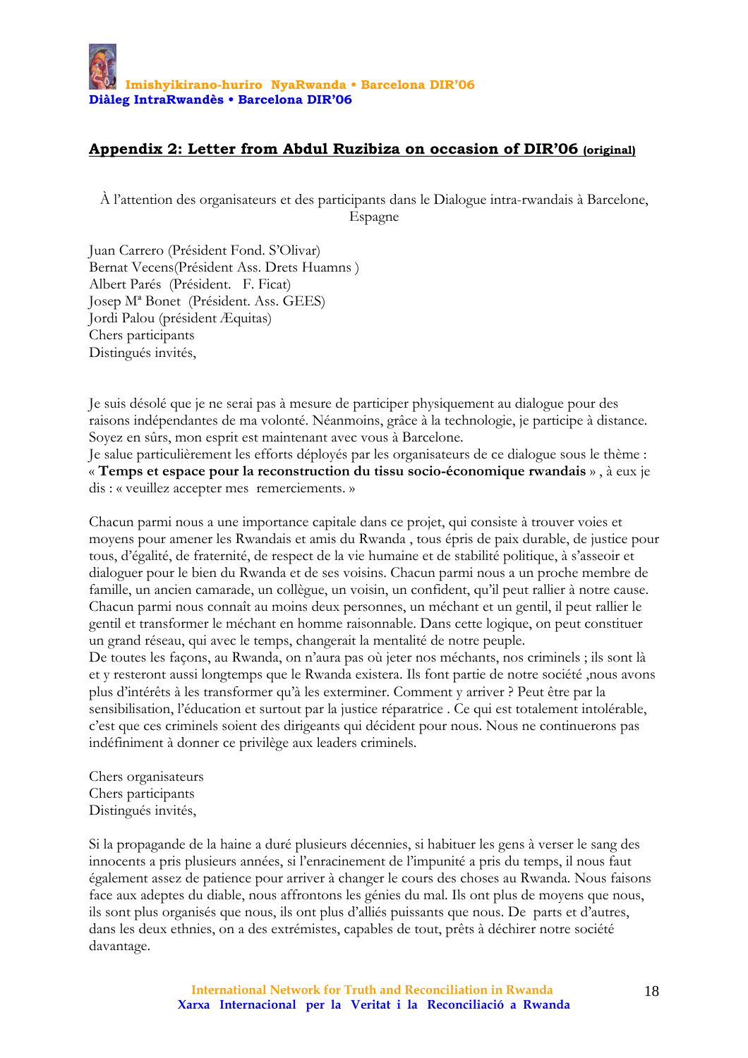## Appendix 2: Letter from Abdul Ruzibiza on occasion of DIR'06 (original)

À l'attention des organisateurs et des participants dans le Dialogue intra-rwandais à Barcelone, Espagne

Juan Carrero (Président Fond. S'Olivar)
Bernat Vecens(Président Ass. Drets Huamns )
Albert Parés (Président. F. Ficat)
Josep Mª Bonet (Président. Ass. GEES)
Jordi Palou (président Æquitas)
Chers participants
Distingués invités,

Je suis désolé que je ne serai pas à mesure de participer physiquement au dialogue pour des raisons indépendantes de ma volonté. Néanmoins, grâce à la technologie, je participe à distance. Soyez en sûrs, mon esprit est maintenant avec vous à Barcelone.
Je salue particulièrement les efforts déployés par les organisateurs de ce dialogue sous le thème : « **Temps et espace pour la reconstruction du tissu socio-économique rwandais** » , à eux je dis : « veuillez accepter mes remerciements. »

Chacun parmi nous a une importance capitale dans ce projet, qui consiste à trouver voies et moyens pour amener les Rwandais et amis du Rwanda , tous épris de paix durable, de justice pour tous, d'égalité, de fraternité, de respect de la vie humaine et de stabilité politique, à s'asseoir et dialoguer pour le bien du Rwanda et de ses voisins. Chacun parmi nous a un proche membre de famille, un ancien camarade, un collègue, un voisin, un confident, qu'il peut rallier à notre cause. Chacun parmi nous connaît au moins deux personnes, un méchant et un gentil, il peut rallier le gentil et transformer le méchant en homme raisonnable. Dans cette logique, on peut constituer un grand réseau, qui avec le temps, changerait la mentalité de notre peuple.
De toutes les façons, au Rwanda, on n'aura pas où jeter nos méchants, nos criminels ; ils sont là et y resteront aussi longtemps que le Rwanda existera. Ils font partie de notre société ,nous avons plus d'intérêts à les transformer qu'à les exterminer. Comment y arriver ? Peut être par la sensibilisation, l'éducation et surtout par la justice réparatrice . Ce qui est totalement intolérable, c'est que ces criminels soient des dirigeants qui décident pour nous. Nous ne continuerons pas indéfiniment à donner ce privilège aux leaders criminels.

Chers organisateurs
Chers participants
Distingués invités,

Si la propagande de la haine a duré plusieurs décennies, si habituer les gens à verser le sang des innocents a pris plusieurs années, si l'enracinement de l'impunité a pris du temps, il nous faut également assez de patience pour arriver à changer le cours des choses au Rwanda. Nous faisons face aux adeptes du diable, nous affrontons les génies du mal. Ils ont plus de moyens que nous, ils sont plus organisés que nous, ils ont plus d'alliés puissants que nous. De parts et d'autres, dans les deux ethnies, on a des extrémistes, capables de tout, prêts à déchirer notre société davantage.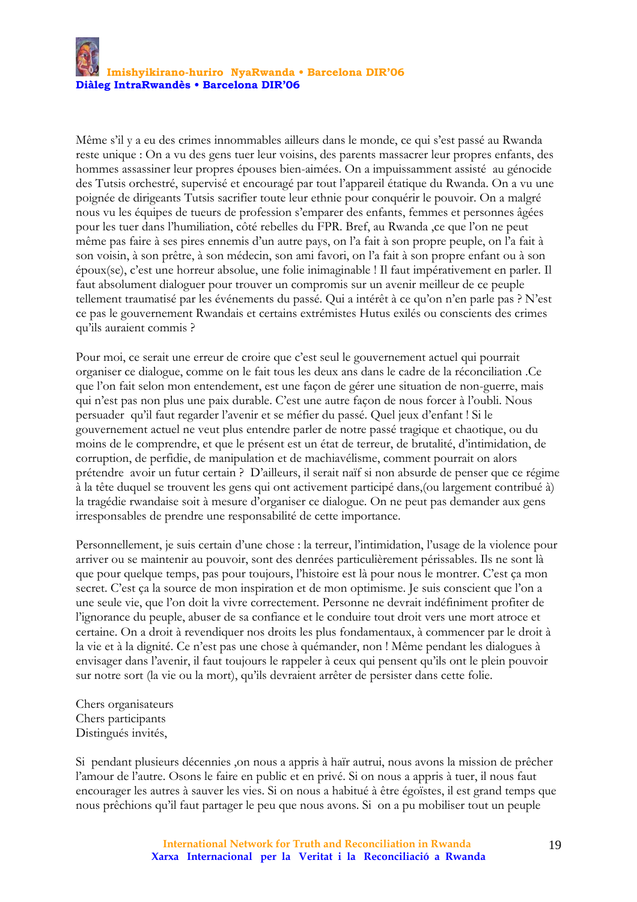Même s'il y a eu des crimes innommables ailleurs dans le monde, ce qui s'est passé au Rwanda reste unique : On a vu des gens tuer leur voisins, des parents massacrer leur propres enfants, des hommes assassiner leur propres épouses bien-aimées. On a impuissamment assisté au génocide des Tutsis orchestré, supervisé et encouragé par tout l'appareil étatique du Rwanda. On a vu une poignée de dirigeants Tutsis sacrifier toute leur ethnie pour conquérir le pouvoir. On a malgré nous vu les équipes de tueurs de profession s'emparer des enfants, femmes et personnes âgées pour les tuer dans l'humiliation, côté rebelles du FPR. Bref, au Rwanda ,ce que l'on ne peut même pas faire à ses pires ennemis d'un autre pays, on l'a fait à son propre peuple, on l'a fait à son voisin, à son prêtre, à son médecin, son ami favori, on l'a fait à son propre enfant ou à son époux(se), c'est une horreur absolue, une folie inimaginable ! Il faut impérativement en parler. Il faut absolument dialoguer pour trouver un compromis sur un avenir meilleur de ce peuple tellement traumatisé par les événements du passé. Qui a intérêt à ce qu'on n'en parle pas ? N'est ce pas le gouvernement Rwandais et certains extrémistes Hutus exilés ou conscients des crimes qu'ils auraient commis ?

Pour moi, ce serait une erreur de croire que c'est seul le gouvernement actuel qui pourrait organiser ce dialogue, comme on le fait tous les deux ans dans le cadre de la réconciliation .Ce que l'on fait selon mon entendement, est une façon de gérer une situation de non-guerre, mais qui n'est pas non plus une paix durable. C'est une autre façon de nous forcer à l'oubli. Nous persuader qu'il faut regarder l'avenir et se méfier du passé. Quel jeux d'enfant ! Si le gouvernement actuel ne veut plus entendre parler de notre passé tragique et chaotique, ou du moins de le comprendre, et que le présent est un état de terreur, de brutalité, d'intimidation, de corruption, de perfidie, de manipulation et de machiavélisme, comment pourrait on alors prétendre avoir un futur certain ? D'ailleurs, il serait naïf si non absurde de penser que ce régime à la tête duquel se trouvent les gens qui ont activement participé dans,(ou largement contribué à) la tragédie rwandaise soit à mesure d'organiser ce dialogue. On ne peut pas demander aux gens irresponsables de prendre une responsabilité de cette importance.

Personnellement, je suis certain d'une chose : la terreur, l'intimidation, l'usage de la violence pour arriver ou se maintenir au pouvoir, sont des denrées particulièrement périssables. Ils ne sont là que pour quelque temps, pas pour toujours, l'histoire est là pour nous le montrer. C'est ça mon secret. C'est ça la source de mon inspiration et de mon optimisme. Je suis conscient que l'on a une seule vie, que l'on doit la vivre correctement. Personne ne devrait indéfiniment profiter de l'ignorance du peuple, abuser de sa confiance et le conduire tout droit vers une mort atroce et certaine. On a droit à revendiquer nos droits les plus fondamentaux, à commencer par le droit à la vie et à la dignité. Ce n'est pas une chose à quémander, non ! Même pendant les dialogues à envisager dans l'avenir, il faut toujours le rappeler à ceux qui pensent qu'ils ont le plein pouvoir sur notre sort (la vie ou la mort), qu'ils devraient arrêter de persister dans cette folie.

Chers organisateurs
Chers participants
Distingués invités,

Si pendant plusieurs décennies ,on nous a appris à haïr autrui, nous avons la mission de prêcher l'amour de l'autre. Osons le faire en public et en privé. Si on nous a appris à tuer, il nous faut encourager les autres à sauver les vies. Si on nous a habitué à être égoïstes, il est grand temps que nous prêchions qu'il faut partager le peu que nous avons. Si on a pu mobiliser tout un peuple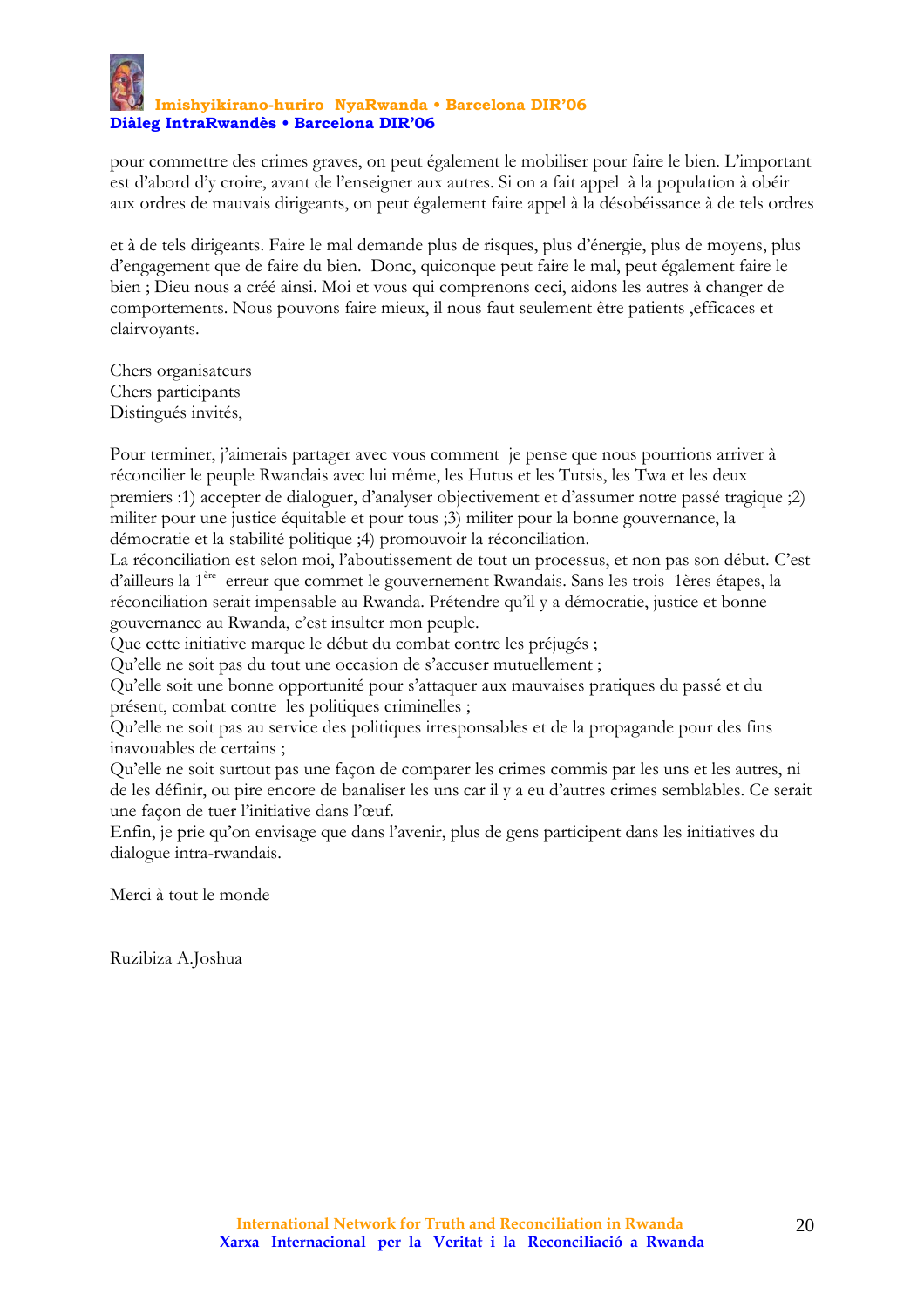pour commettre des crimes graves, on peut également le mobiliser pour faire le bien. L'important est d'abord d'y croire, avant de l'enseigner aux autres. Si on a fait appel à la population à obéir aux ordres de mauvais dirigeants, on peut également faire appel à la désobéissance à de tels ordres

et à de tels dirigeants. Faire le mal demande plus de risques, plus d'énergie, plus de moyens, plus d'engagement que de faire du bien. Donc, quiconque peut faire le mal, peut également faire le bien ; Dieu nous a créé ainsi. Moi et vous qui comprenons ceci, aidons les autres à changer de comportements. Nous pouvons faire mieux, il nous faut seulement être patients ,efficaces et clairvoyants.

Chers organisateurs
Chers participants
Distingués invités,

Pour terminer, j'aimerais partager avec vous comment je pense que nous pourrions arriver à réconcilier le peuple Rwandais avec lui même, les Hutus et les Tutsis, les Twa et les deux premiers :1) accepter de dialoguer, d'analyser objectivement et d'assumer notre passé tragique ;2) militer pour une justice équitable et pour tous ;3) militer pour la bonne gouvernance, la démocratie et la stabilité politique ;4) promouvoir la réconciliation.
La réconciliation est selon moi, l'aboutissement de tout un processus, et non pas son début. C'est d'ailleurs la 1ère erreur que commet le gouvernement Rwandais. Sans les trois 1ères étapes, la réconciliation serait impensable au Rwanda. Prétendre qu'il y a démocratie, justice et bonne gouvernance au Rwanda, c'est insulter mon peuple.
Que cette initiative marque le début du combat contre les préjugés ;
Qu'elle ne soit pas du tout une occasion de s'accuser mutuellement ;
Qu'elle soit une bonne opportunité pour s'attaquer aux mauvaises pratiques du passé et du présent, combat contre les politiques criminelles ;
Qu'elle ne soit pas au service des politiques irresponsables et de la propagande pour des fins inavouables de certains ;
Qu'elle ne soit surtout pas une façon de comparer les crimes commis par les uns et les autres, ni de les définir, ou pire encore de banaliser les uns car il y a eu d'autres crimes semblables. Ce serait une façon de tuer l'initiative dans l'œuf.
Enfin, je prie qu'on envisage que dans l'avenir, plus de gens participent dans les initiatives du dialogue intra-rwandais.

Merci à tout le monde

Ruzibiza A.Joshua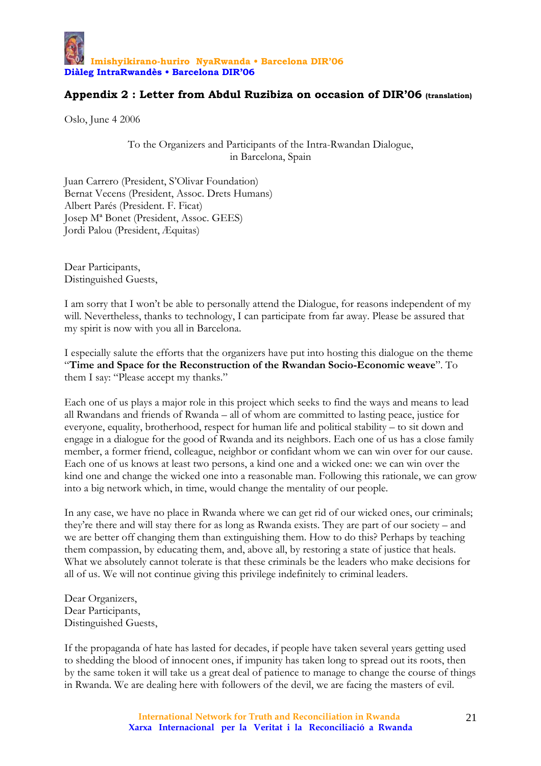## Appendix 2 : Letter from Abdul Ruzibiza on occasion of DIR'06 (translation)

Oslo, June 4 2006

To the Organizers and Participants of the Intra-Rwandan Dialogue,
in Barcelona, Spain

Juan Carrero (President, S'Olivar Foundation)
Bernat Vecens (President, Assoc. Drets Humans)
Albert Parés (President. F. Ficat)
Josep Mª Bonet (President, Assoc. GEES)
Jordi Palou (President, Æquitas)

Dear Participants,
Distinguished Guests,

I am sorry that I won't be able to personally attend the Dialogue, for reasons independent of my will. Nevertheless, thanks to technology, I can participate from far away. Please be assured that my spirit is now with you all in Barcelona.

I especially salute the efforts that the organizers have put into hosting this dialogue on the theme "**Time and Space for the Reconstruction of the Rwandan Socio-Economic weave**". To them I say: "Please accept my thanks."

Each one of us plays a major role in this project which seeks to find the ways and means to lead all Rwandans and friends of Rwanda – all of whom are committed to lasting peace, justice for everyone, equality, brotherhood, respect for human life and political stability – to sit down and engage in a dialogue for the good of Rwanda and its neighbors. Each one of us has a close family member, a former friend, colleague, neighbor or confidant whom we can win over for our cause. Each one of us knows at least two persons, a kind one and a wicked one: we can win over the kind one and change the wicked one into a reasonable man. Following this rationale, we can grow into a big network which, in time, would change the mentality of our people.

In any case, we have no place in Rwanda where we can get rid of our wicked ones, our criminals; they're there and will stay there for as long as Rwanda exists. They are part of our society – and we are better off changing them than extinguishing them. How to do this? Perhaps by teaching them compassion, by educating them, and, above all, by restoring a state of justice that heals. What we absolutely cannot tolerate is that these criminals be the leaders who make decisions for all of us. We will not continue giving this privilege indefinitely to criminal leaders.

Dear Organizers,
Dear Participants,
Distinguished Guests,

If the propaganda of hate has lasted for decades, if people have taken several years getting used to shedding the blood of innocent ones, if impunity has taken long to spread out its roots, then by the same token it will take us a great deal of patience to manage to change the course of things in Rwanda. We are dealing here with followers of the devil, we are facing the masters of evil.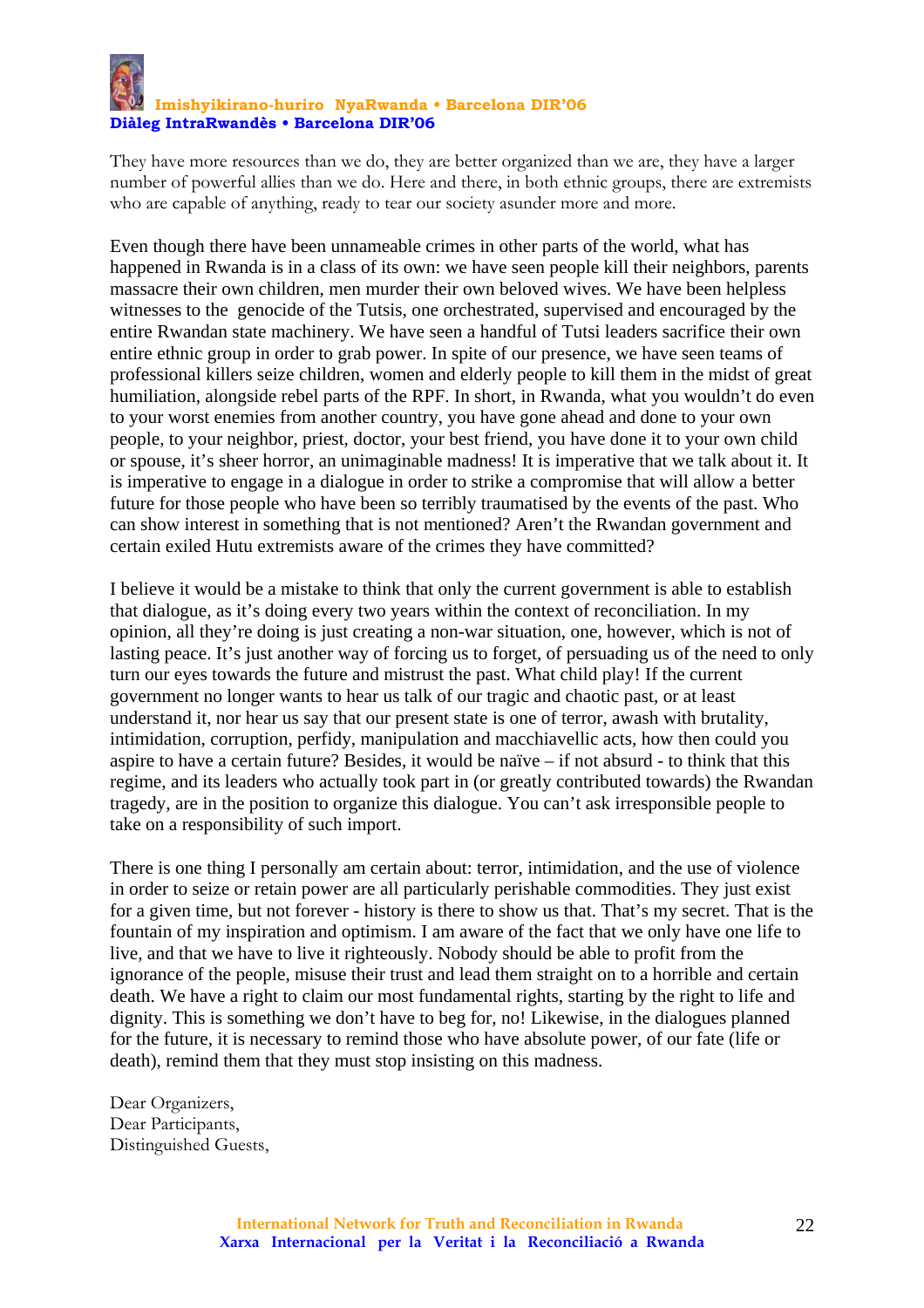They have more resources than we do, they are better organized than we are, they have a larger number of powerful allies than we do. Here and there, in both ethnic groups, there are extremists who are capable of anything, ready to tear our society asunder more and more.

Even though there have been unnameable crimes in other parts of the world, what has happened in Rwanda is in a class of its own: we have seen people kill their neighbors, parents massacre their own children, men murder their own beloved wives. We have been helpless witnesses to the genocide of the Tutsis, one orchestrated, supervised and encouraged by the entire Rwandan state machinery. We have seen a handful of Tutsi leaders sacrifice their own entire ethnic group in order to grab power. In spite of our presence, we have seen teams of professional killers seize children, women and elderly people to kill them in the midst of great humiliation, alongside rebel parts of the RPF. In short, in Rwanda, what you wouldn't do even to your worst enemies from another country, you have gone ahead and done to your own people, to your neighbor, priest, doctor, your best friend, you have done it to your own child or spouse, it's sheer horror, an unimaginable madness! It is imperative that we talk about it. It is imperative to engage in a dialogue in order to strike a compromise that will allow a better future for those people who have been so terribly traumatised by the events of the past. Who can show interest in something that is not mentioned? Aren't the Rwandan government and certain exiled Hutu extremists aware of the crimes they have committed?

I believe it would be a mistake to think that only the current government is able to establish that dialogue, as it's doing every two years within the context of reconciliation. In my opinion, all they're doing is just creating a non-war situation, one, however, which is not of lasting peace. It's just another way of forcing us to forget, of persuading us of the need to only turn our eyes towards the future and mistrust the past. What child play! If the current government no longer wants to hear us talk of our tragic and chaotic past, or at least understand it, nor hear us say that our present state is one of terror, awash with brutality, intimidation, corruption, perfidy, manipulation and macchiavellic acts, how then could you aspire to have a certain future? Besides, it would be naïve – if not absurd - to think that this regime, and its leaders who actually took part in (or greatly contributed towards) the Rwandan tragedy, are in the position to organize this dialogue. You can't ask irresponsible people to take on a responsibility of such import.

There is one thing I personally am certain about: terror, intimidation, and the use of violence in order to seize or retain power are all particularly perishable commodities. They just exist for a given time, but not forever - history is there to show us that. That's my secret. That is the fountain of my inspiration and optimism. I am aware of the fact that we only have one life to live, and that we have to live it righteously. Nobody should be able to profit from the ignorance of the people, misuse their trust and lead them straight on to a horrible and certain death. We have a right to claim our most fundamental rights, starting by the right to life and dignity. This is something we don't have to beg for, no! Likewise, in the dialogues planned for the future, it is necessary to remind those who have absolute power, of our fate (life or death), remind them that they must stop insisting on this madness.

Dear Organizers,
Dear Participants,
Distinguished Guests,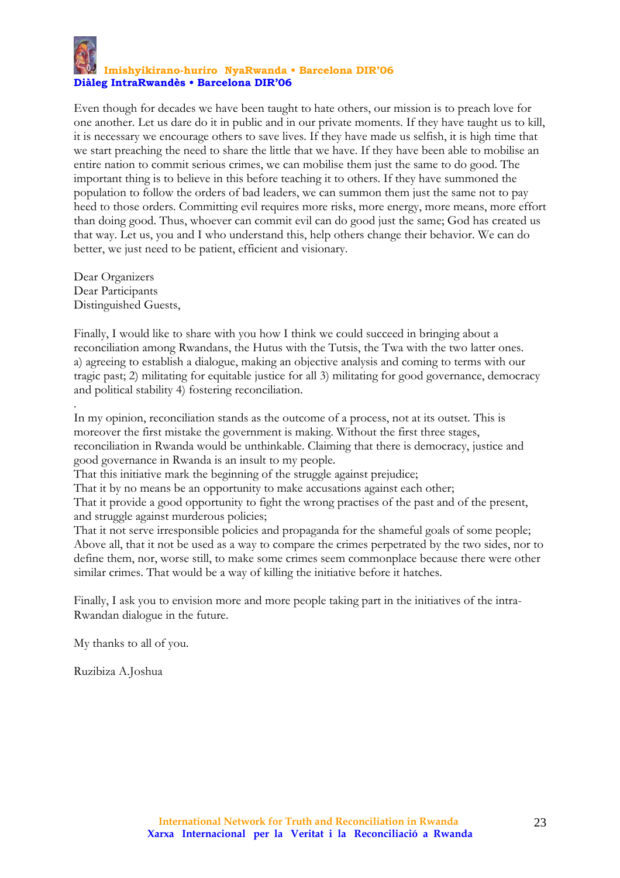Even though for decades we have been taught to hate others, our mission is to preach love for one another. Let us dare do it in public and in our private moments. If they have taught us to kill, it is necessary we encourage others to save lives. If they have made us selfish, it is high time that we start preaching the need to share the little that we have. If they have been able to mobilise an entire nation to commit serious crimes, we can mobilise them just the same to do good. The important thing is to believe in this before teaching it to others. If they have summoned the population to follow the orders of bad leaders, we can summon them just the same not to pay heed to those orders. Committing evil requires more risks, more energy, more means, more effort than doing good. Thus, whoever can commit evil can do good just the same; God has created us that way. Let us, you and I who understand this, help others change their behavior. We can do better, we just need to be patient, efficient and visionary.

Dear Organizers
Dear Participants
Distinguished Guests,

Finally, I would like to share with you how I think we could succeed in bringing about a reconciliation among Rwandans, the Hutus with the Tutsis, the Twa with the two latter ones. a) agreeing to establish a dialogue, making an objective analysis and coming to terms with our tragic past; 2) militating for equitable justice for all 3) militating for good governance, democracy and political stability 4) fostering reconciliation.

.
In my opinion, reconciliation stands as the outcome of a process, not at its outset. This is moreover the first mistake the government is making. Without the first three stages, reconciliation in Rwanda would be unthinkable. Claiming that there is democracy, justice and good governance in Rwanda is an insult to my people.
That this initiative mark the beginning of the struggle against prejudice;
That it by no means be an opportunity to make accusations against each other;
That it provide a good opportunity to fight the wrong practises of the past and of the present, and struggle against murderous policies;
That it not serve irresponsible policies and propaganda for the shameful goals of some people;
Above all, that it not be used as a way to compare the crimes perpetrated by the two sides, nor to define them, nor, worse still, to make some crimes seem commonplace because there were other similar crimes. That would be a way of killing the initiative before it hatches.

Finally, I ask you to envision more and more people taking part in the initiatives of the intra-Rwandan dialogue in the future.

My thanks to all of you.

Ruzibiza A.Joshua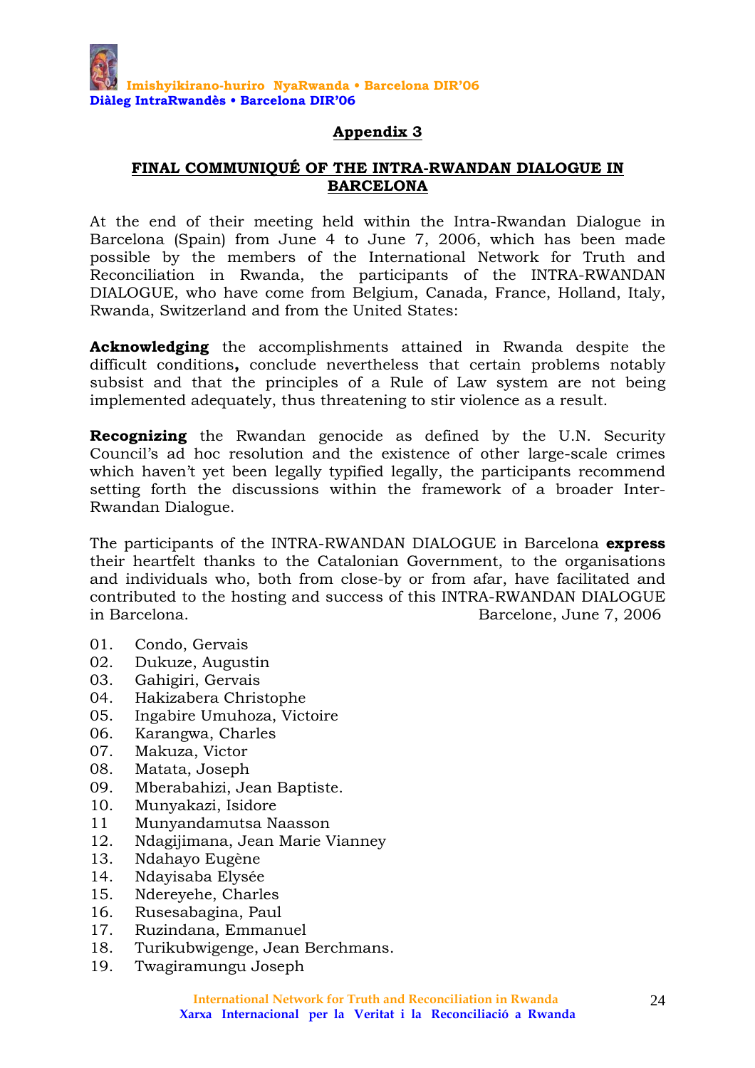## Appendix 3

### FINAL COMMUNIQUÉ OF THE INTRA-RWANDAN DIALOGUE IN BARCELONA

At the end of their meeting held within the Intra-Rwandan Dialogue in Barcelona (Spain) from June 4 to June 7, 2006, which has been made possible by the members of the International Network for Truth and Reconciliation in Rwanda, the participants of the INTRA-RWANDAN DIALOGUE, who have come from Belgium, Canada, France, Holland, Italy, Rwanda, Switzerland and from the United States:

**Acknowledging** the accomplishments attained in Rwanda despite the difficult conditions**,** conclude nevertheless that certain problems notably subsist and that the principles of a Rule of Law system are not being implemented adequately, thus threatening to stir violence as a result.

**Recognizing** the Rwandan genocide as defined by the U.N. Security Council's ad hoc resolution and the existence of other large-scale crimes which haven't yet been legally typified legally, the participants recommend setting forth the discussions within the framework of a broader Inter-Rwandan Dialogue.

The participants of the INTRA-RWANDAN DIALOGUE in Barcelona **express** their heartfelt thanks to the Catalonian Government, to the organisations and individuals who, both from close-by or from afar, have facilitated and contributed to the hosting and success of this INTRA-RWANDAN DIALOGUE in Barcelona.

Barcelone, June 7, 2006

01. Condo, Gervais
02. Dukuze, Augustin
03. Gahigiri, Gervais
04. Hakizabera Christophe
05. Ingabire Umuhoza, Victoire
06. Karangwa, Charles
07. Makuza, Victor
08. Matata, Joseph
09. Mberabahizi, Jean Baptiste.
10. Munyakazi, Isidore
11. Munyandamutsa Naasson
12. Ndagijimana, Jean Marie Vianney
13. Ndahayo Eugène
14. Ndayisaba Elysée
15. Ndereyehe, Charles
16. Rusesabagina, Paul
17. Ruzindana, Emmanuel
18. Turikubwigenge, Jean Berchmans.
19. Twagiramungu Joseph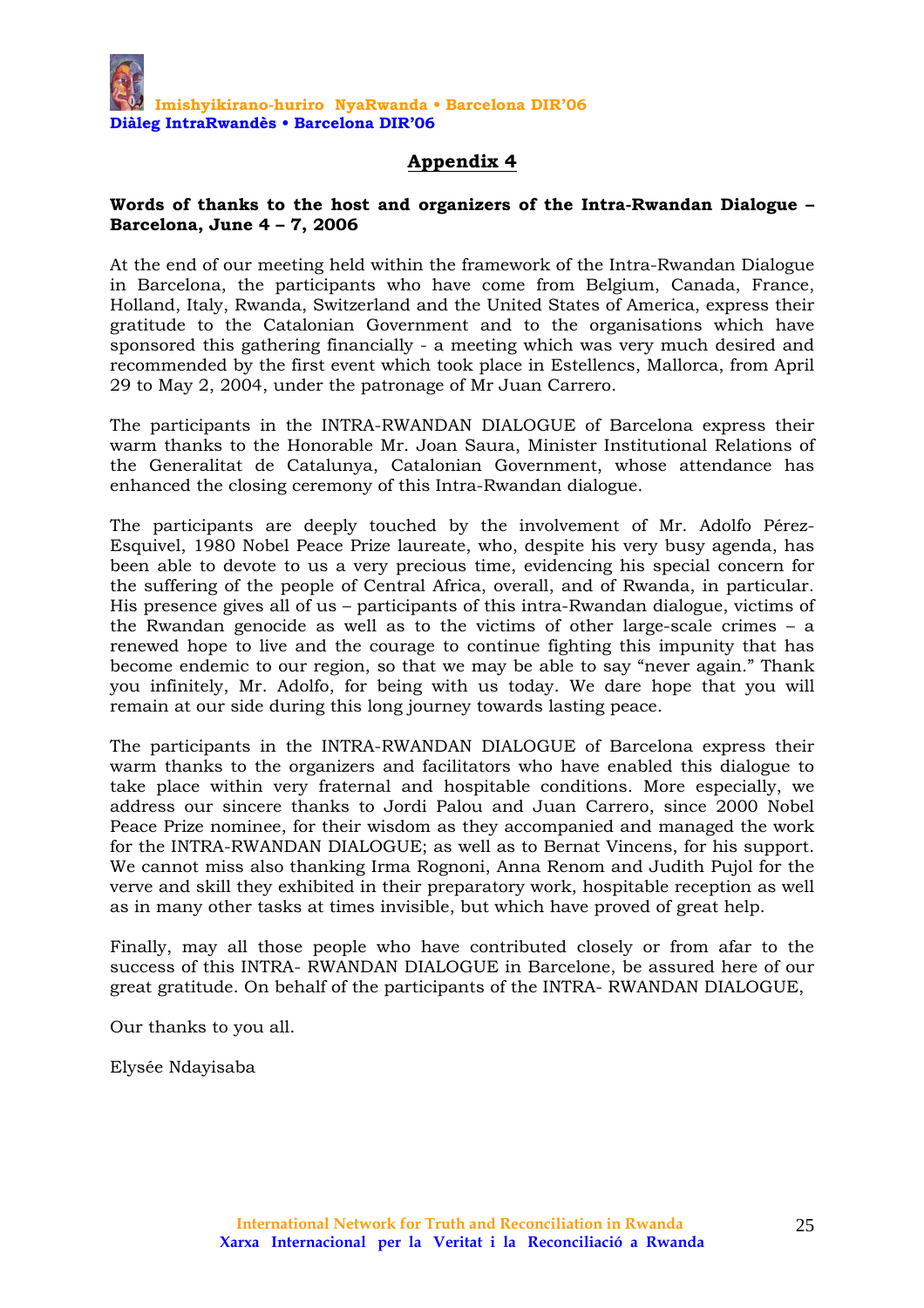## Appendix 4

**Words of thanks to the host and organizers of the Intra-Rwandan Dialogue – Barcelona, June 4 – 7, 2006**

At the end of our meeting held within the framework of the Intra-Rwandan Dialogue in Barcelona, the participants who have come from Belgium, Canada, France, Holland, Italy, Rwanda, Switzerland and the United States of America, express their gratitude to the Catalonian Government and to the organisations which have sponsored this gathering financially - a meeting which was very much desired and recommended by the first event which took place in Estellencs, Mallorca, from April 29 to May 2, 2004, under the patronage of Mr Juan Carrero.

The participants in the INTRA-RWANDAN DIALOGUE of Barcelona express their warm thanks to the Honorable Mr. Joan Saura, Minister Institutional Relations of the Generalitat de Catalunya, Catalonian Government, whose attendance has enhanced the closing ceremony of this Intra-Rwandan dialogue.

The participants are deeply touched by the involvement of Mr. Adolfo Pérez-Esquivel, 1980 Nobel Peace Prize laureate, who, despite his very busy agenda, has been able to devote to us a very precious time, evidencing his special concern for the suffering of the people of Central Africa, overall, and of Rwanda, in particular. His presence gives all of us – participants of this intra-Rwandan dialogue, victims of the Rwandan genocide as well as to the victims of other large-scale crimes – a renewed hope to live and the courage to continue fighting this impunity that has become endemic to our region, so that we may be able to say "never again." Thank you infinitely, Mr. Adolfo, for being with us today. We dare hope that you will remain at our side during this long journey towards lasting peace.

The participants in the INTRA-RWANDAN DIALOGUE of Barcelona express their warm thanks to the organizers and facilitators who have enabled this dialogue to take place within very fraternal and hospitable conditions. More especially, we address our sincere thanks to Jordi Palou and Juan Carrero, since 2000 Nobel Peace Prize nominee, for their wisdom as they accompanied and managed the work for the INTRA-RWANDAN DIALOGUE; as well as to Bernat Vincens, for his support. We cannot miss also thanking Irma Rognoni, Anna Renom and Judith Pujol for the verve and skill they exhibited in their preparatory work, hospitable reception as well as in many other tasks at times invisible, but which have proved of great help.

Finally, may all those people who have contributed closely or from afar to the success of this INTRA- RWANDAN DIALOGUE in Barcelone, be assured here of our great gratitude. On behalf of the participants of the INTRA- RWANDAN DIALOGUE,

Our thanks to you all.

Elysée Ndayisaba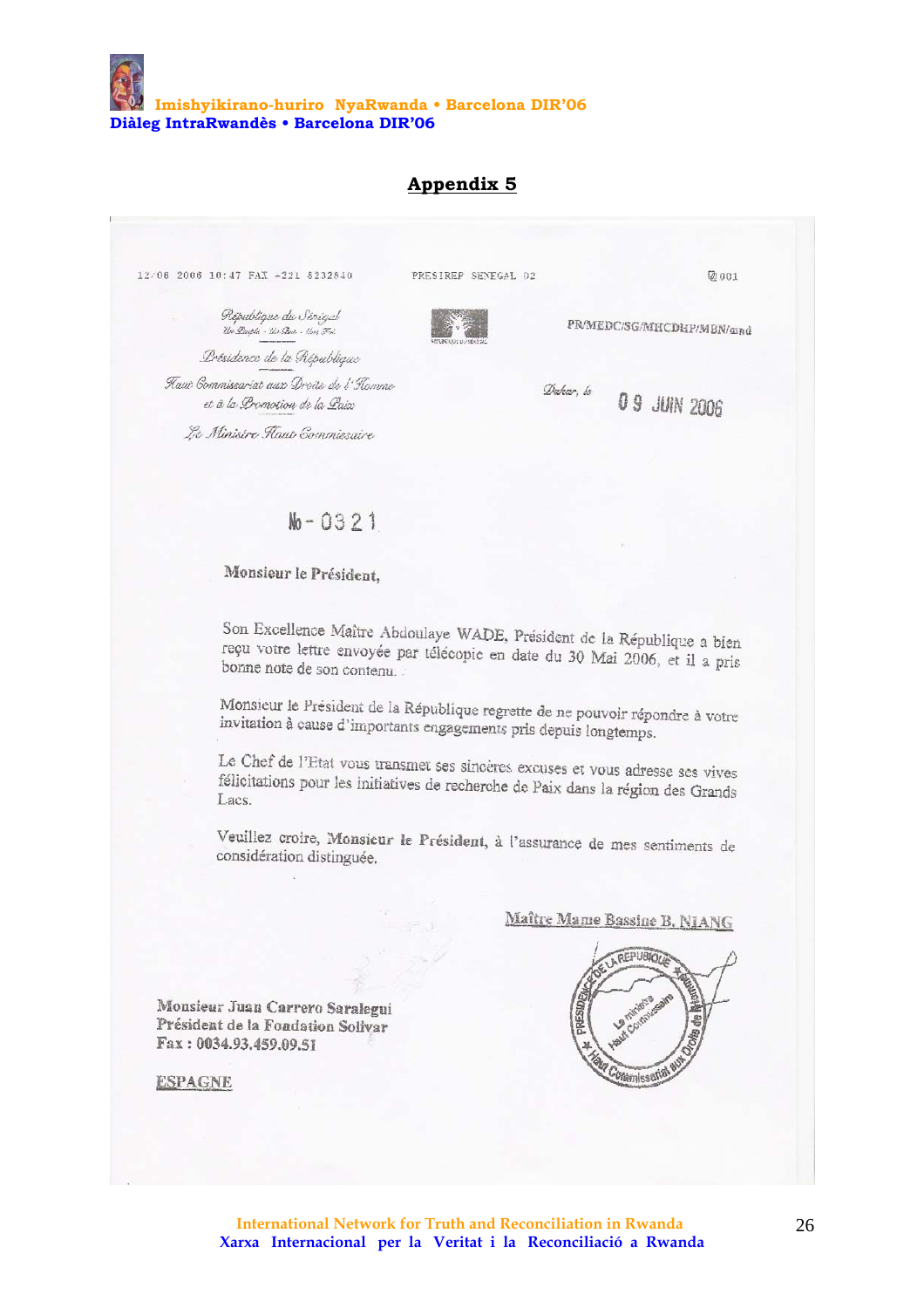## Appendix 5

12/06 2006 10:47 FAX -221 8232840 PRESIREP SENEGAL 02 001

République du Sénégal
Un Peuple - Un But - Une Foi

Présidence de la République

Haut Commissariat aux Droits de l'Homme
et à la Promotion de la Paix

Le Ministre Haut Commissaire

PR/MEDC/SG/MHCDHP/MBN/mnd

Dakar, le 09 JUIN 2006

N° - 0321

**Monsieur le Président,**

Son Excellence Maître Abdoulaye WADE, Président de la République a bien reçu votre lettre envoyée par télécopie en date du 30 Mai 2006, et il a pris bonne note de son contenu.

Monsieur le Président de la République regrette de ne pouvoir répondre à votre invitation à cause d'importants engagements pris depuis longtemps.

Le Chef de l'Etat vous transmet ses sincères excuses et vous adresse ses vives félicitations pour les initiatives de recherche de Paix dans la région des Grands Lacs.

Veuillez croire, **Monsieur le Président**, à l'assurance de mes sentiments de considération distinguée.

Maître Mame Bassine B. NIANG

**Monsieur Juan Carrero Saralegui**
**Président de la Fondation Solivar**
**Fax : 0034.93.459.09.51**

ESPAGNE